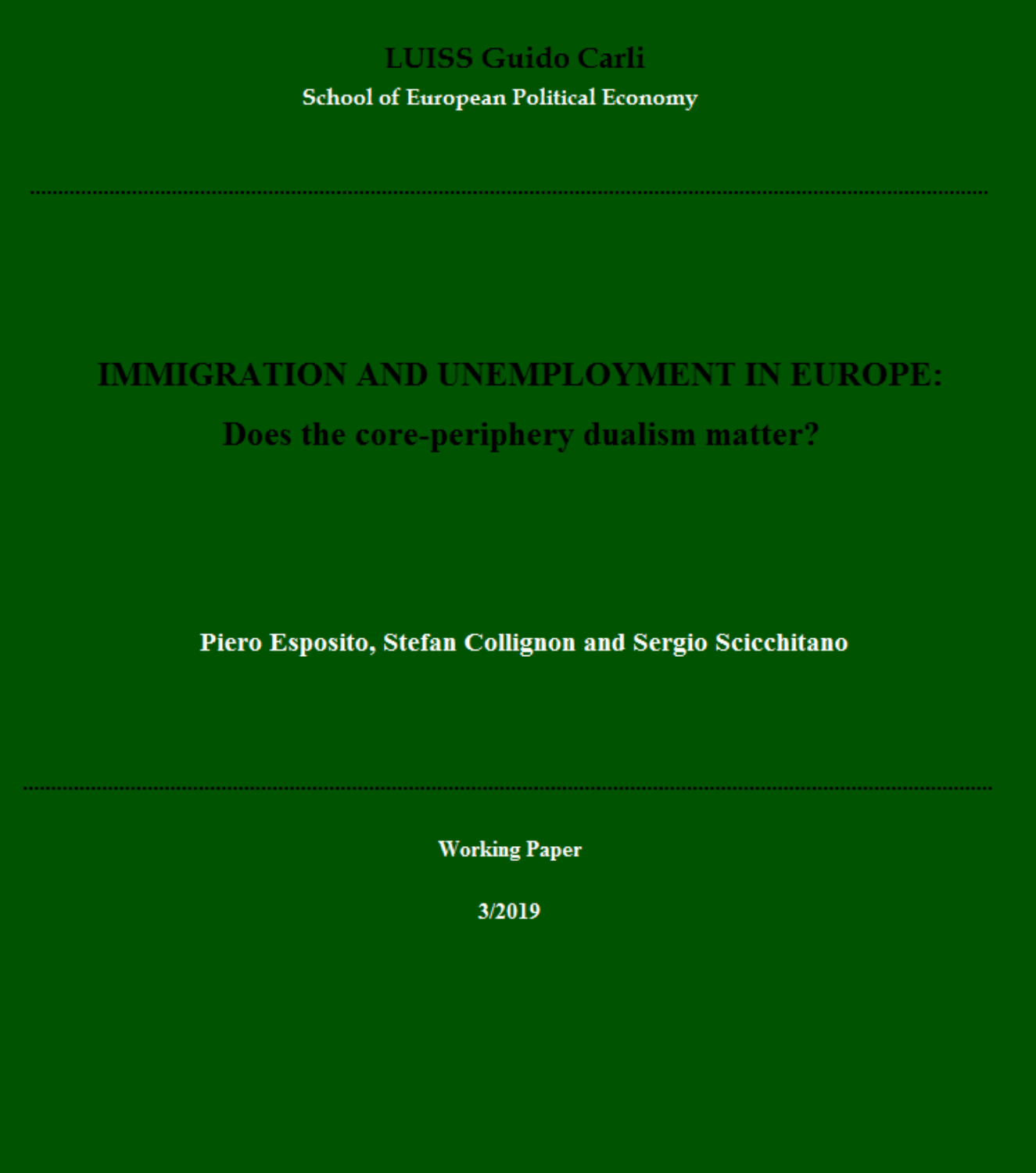**LUISS Guido Carli**

**School of European Political Economy**

---

# IMMIGRATION AND UNEMPLOYMENT IN EUROPE:

## Does the core-periphery dualism matter?

**Piero Esposito, Stefan Collignon and Sergio Scicchitano**

---

**Working Paper**

**3/2019**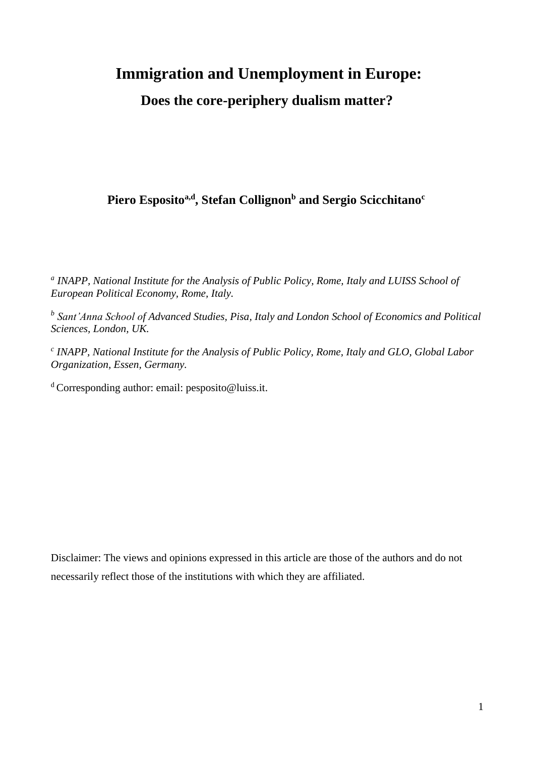# Immigration and Unemployment in Europe:

## Does the core-periphery dualism matter?

**Piero Esposito[a,d], Stefan Collignon[b] and Sergio Scicchitano[c]**

[a] *INAPP, National Institute for the Analysis of Public Policy, Rome, Italy and LUISS School of European Political Economy, Rome, Italy.*

[b] *Sant'Anna School of Advanced Studies, Pisa, Italy and London School of Economics and Political Sciences, London, UK.*

[c] *INAPP, National Institute for the Analysis of Public Policy, Rome, Italy and GLO, Global Labor Organization, Essen, Germany.*

[d] Corresponding author: email: pesposito@luiss.it.

Disclaimer: The views and opinions expressed in this article are those of the authors and do not necessarily reflect those of the institutions with which they are affiliated.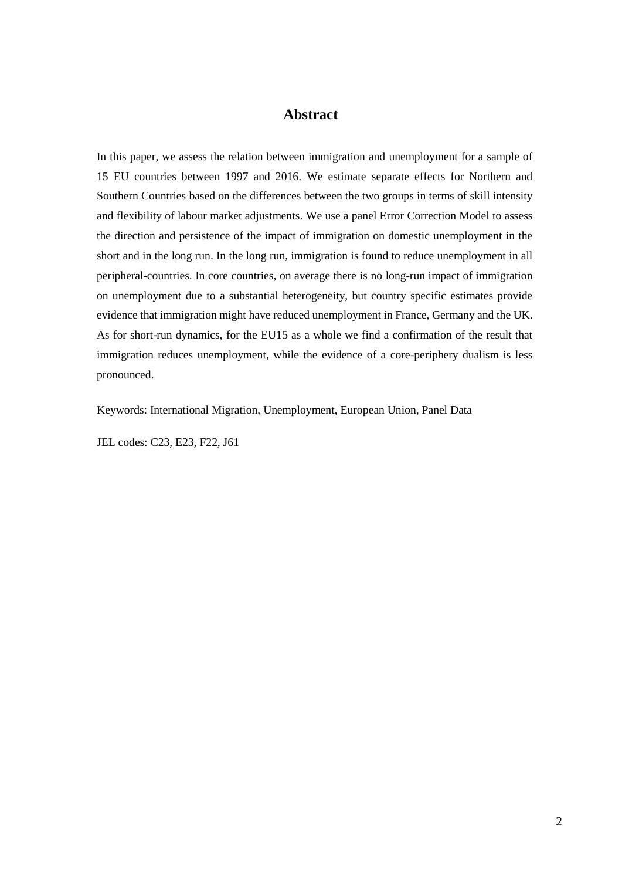## Abstract

In this paper, we assess the relation between immigration and unemployment for a sample of 15 EU countries between 1997 and 2016. We estimate separate effects for Northern and Southern Countries based on the differences between the two groups in terms of skill intensity and flexibility of labour market adjustments. We use a panel Error Correction Model to assess the direction and persistence of the impact of immigration on domestic unemployment in the short and in the long run. In the long run, immigration is found to reduce unemployment in all peripheral-countries. In core countries, on average there is no long-run impact of immigration on unemployment due to a substantial heterogeneity, but country specific estimates provide evidence that immigration might have reduced unemployment in France, Germany and the UK. As for short-run dynamics, for the EU15 as a whole we find a confirmation of the result that immigration reduces unemployment, while the evidence of a core-periphery dualism is less pronounced.

Keywords: International Migration, Unemployment, European Union, Panel Data

JEL codes: C23, E23, F22, J61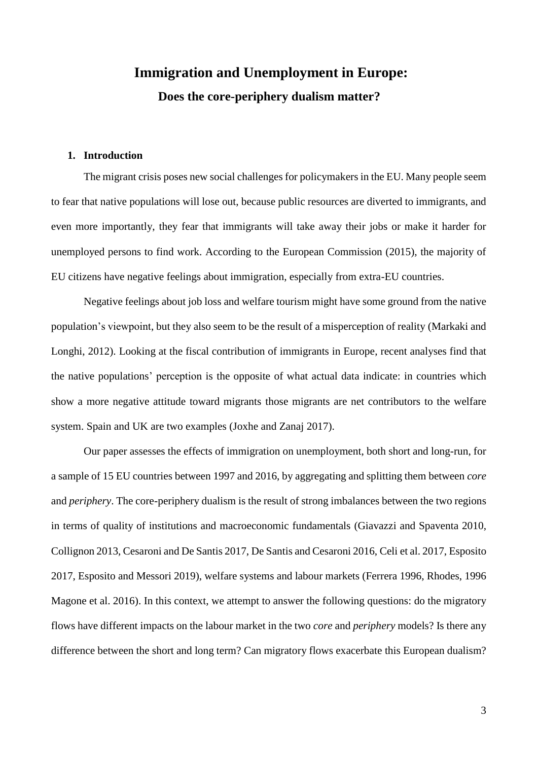# Immigration and Unemployment in Europe:

## Does the core-periphery dualism matter?

### 1. Introduction

The migrant crisis poses new social challenges for policymakers in the EU. Many people seem to fear that native populations will lose out, because public resources are diverted to immigrants, and even more importantly, they fear that immigrants will take away their jobs or make it harder for unemployed persons to find work. According to the European Commission (2015), the majority of EU citizens have negative feelings about immigration, especially from extra-EU countries.

Negative feelings about job loss and welfare tourism might have some ground from the native population's viewpoint, but they also seem to be the result of a misperception of reality (Markaki and Longhi, 2012). Looking at the fiscal contribution of immigrants in Europe, recent analyses find that the native populations' perception is the opposite of what actual data indicate: in countries which show a more negative attitude toward migrants those migrants are net contributors to the welfare system. Spain and UK are two examples (Joxhe and Zanaj 2017).

Our paper assesses the effects of immigration on unemployment, both short and long-run, for a sample of 15 EU countries between 1997 and 2016, by aggregating and splitting them between *core* and *periphery*. The core-periphery dualism is the result of strong imbalances between the two regions in terms of quality of institutions and macroeconomic fundamentals (Giavazzi and Spaventa 2010, Collignon 2013, Cesaroni and De Santis 2017, De Santis and Cesaroni 2016, Celi et al. 2017, Esposito 2017, Esposito and Messori 2019), welfare systems and labour markets (Ferrera 1996, Rhodes, 1996 Magone et al. 2016). In this context, we attempt to answer the following questions: do the migratory flows have different impacts on the labour market in the two *core* and *periphery* models? Is there any difference between the short and long term? Can migratory flows exacerbate this European dualism?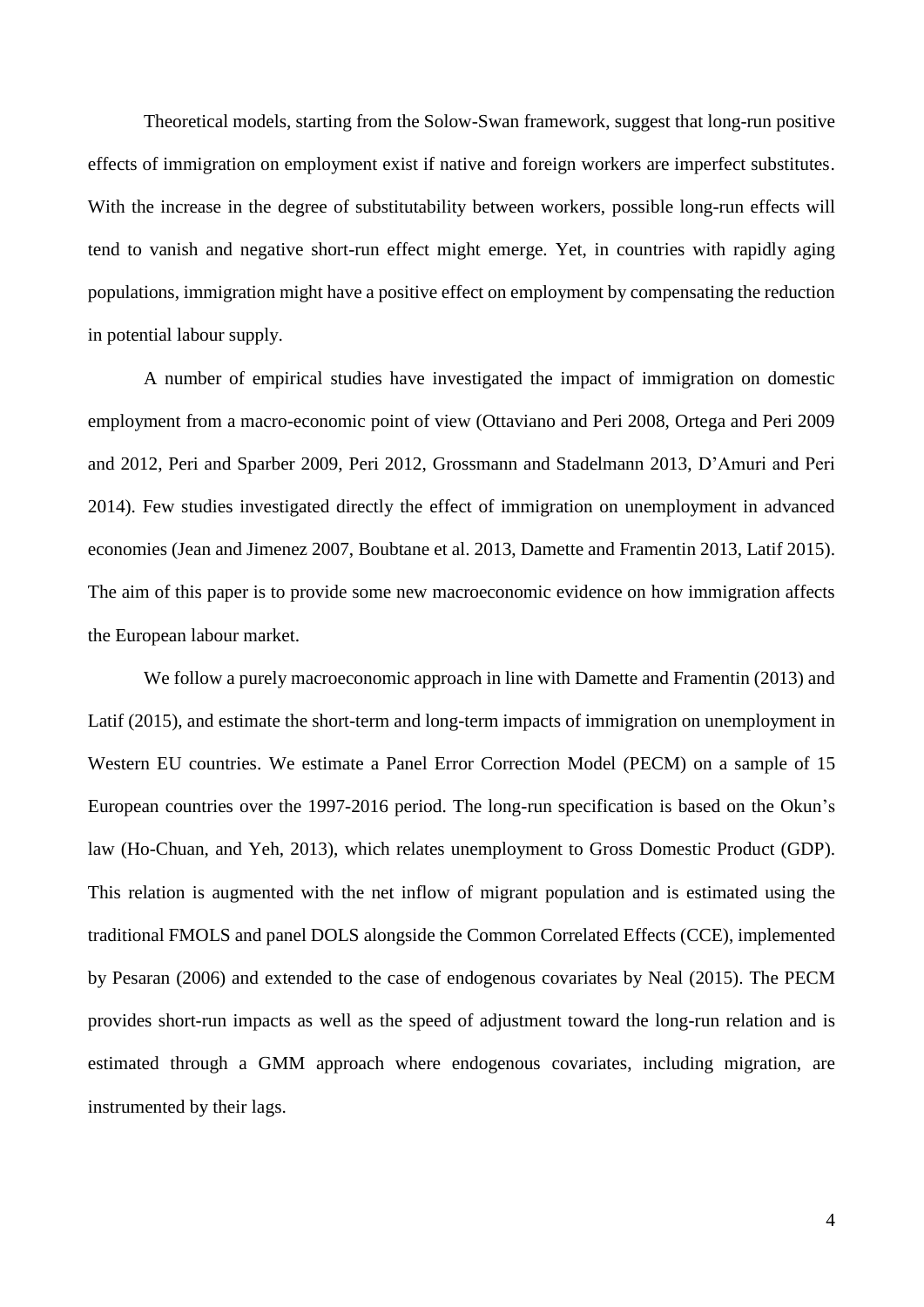Theoretical models, starting from the Solow-Swan framework, suggest that long-run positive effects of immigration on employment exist if native and foreign workers are imperfect substitutes. With the increase in the degree of substitutability between workers, possible long-run effects will tend to vanish and negative short-run effect might emerge. Yet, in countries with rapidly aging populations, immigration might have a positive effect on employment by compensating the reduction in potential labour supply.

A number of empirical studies have investigated the impact of immigration on domestic employment from a macro-economic point of view (Ottaviano and Peri 2008, Ortega and Peri 2009 and 2012, Peri and Sparber 2009, Peri 2012, Grossmann and Stadelmann 2013, D'Amuri and Peri 2014). Few studies investigated directly the effect of immigration on unemployment in advanced economies (Jean and Jimenez 2007, Boubtane et al. 2013, Damette and Framentin 2013, Latif 2015). The aim of this paper is to provide some new macroeconomic evidence on how immigration affects the European labour market.

We follow a purely macroeconomic approach in line with Damette and Framentin (2013) and Latif (2015), and estimate the short-term and long-term impacts of immigration on unemployment in Western EU countries. We estimate a Panel Error Correction Model (PECM) on a sample of 15 European countries over the 1997-2016 period. The long-run specification is based on the Okun's law (Ho-Chuan, and Yeh, 2013), which relates unemployment to Gross Domestic Product (GDP). This relation is augmented with the net inflow of migrant population and is estimated using the traditional FMOLS and panel DOLS alongside the Common Correlated Effects (CCE), implemented by Pesaran (2006) and extended to the case of endogenous covariates by Neal (2015). The PECM provides short-run impacts as well as the speed of adjustment toward the long-run relation and is estimated through a GMM approach where endogenous covariates, including migration, are instrumented by their lags.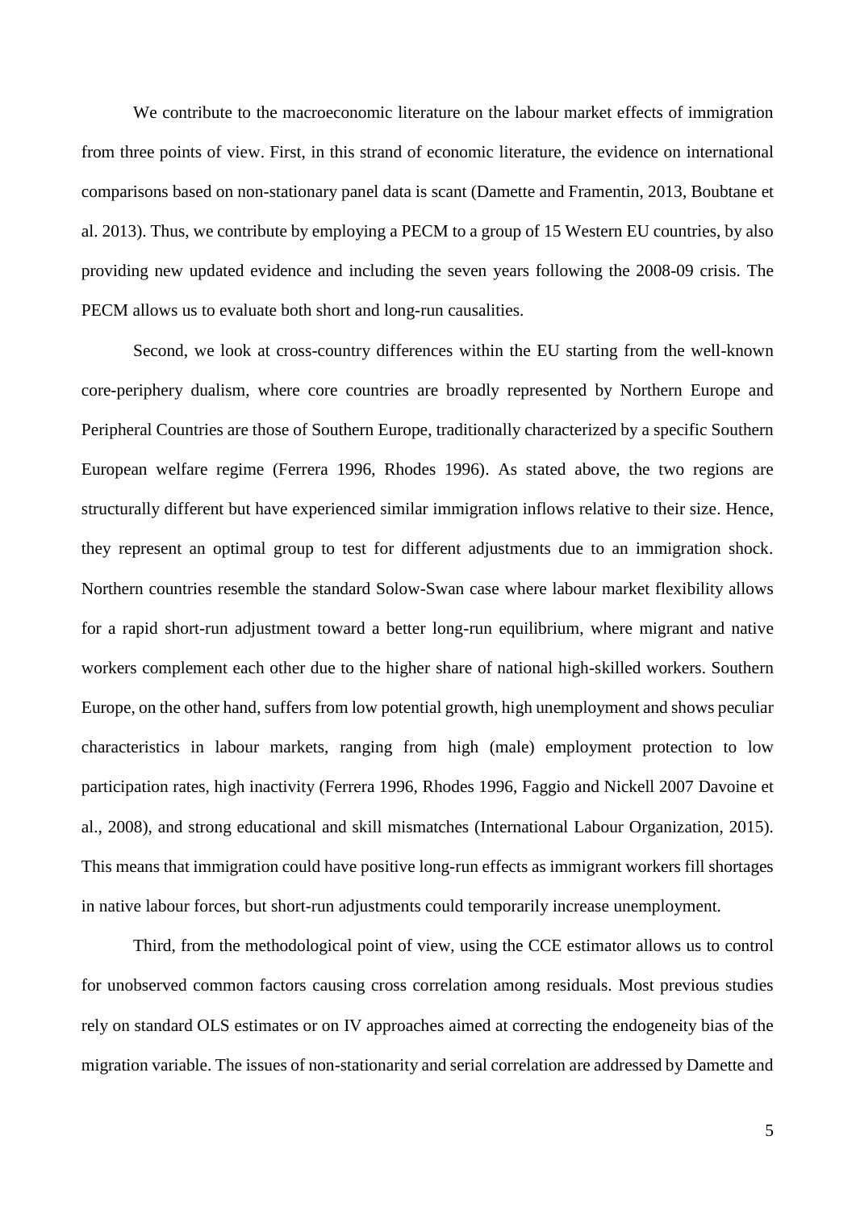We contribute to the macroeconomic literature on the labour market effects of immigration from three points of view. First, in this strand of economic literature, the evidence on international comparisons based on non-stationary panel data is scant (Damette and Framentin, 2013, Boubtane et al. 2013). Thus, we contribute by employing a PECM to a group of 15 Western EU countries, by also providing new updated evidence and including the seven years following the 2008-09 crisis. The PECM allows us to evaluate both short and long-run causalities.

Second, we look at cross-country differences within the EU starting from the well-known core-periphery dualism, where core countries are broadly represented by Northern Europe and Peripheral Countries are those of Southern Europe, traditionally characterized by a specific Southern European welfare regime (Ferrera 1996, Rhodes 1996). As stated above, the two regions are structurally different but have experienced similar immigration inflows relative to their size. Hence, they represent an optimal group to test for different adjustments due to an immigration shock. Northern countries resemble the standard Solow-Swan case where labour market flexibility allows for a rapid short-run adjustment toward a better long-run equilibrium, where migrant and native workers complement each other due to the higher share of national high-skilled workers. Southern Europe, on the other hand, suffers from low potential growth, high unemployment and shows peculiar characteristics in labour markets, ranging from high (male) employment protection to low participation rates, high inactivity (Ferrera 1996, Rhodes 1996, Faggio and Nickell 2007 Davoine et al., 2008), and strong educational and skill mismatches (International Labour Organization, 2015). This means that immigration could have positive long-run effects as immigrant workers fill shortages in native labour forces, but short-run adjustments could temporarily increase unemployment.

Third, from the methodological point of view, using the CCE estimator allows us to control for unobserved common factors causing cross correlation among residuals. Most previous studies rely on standard OLS estimates or on IV approaches aimed at correcting the endogeneity bias of the migration variable. The issues of non-stationarity and serial correlation are addressed by Damette and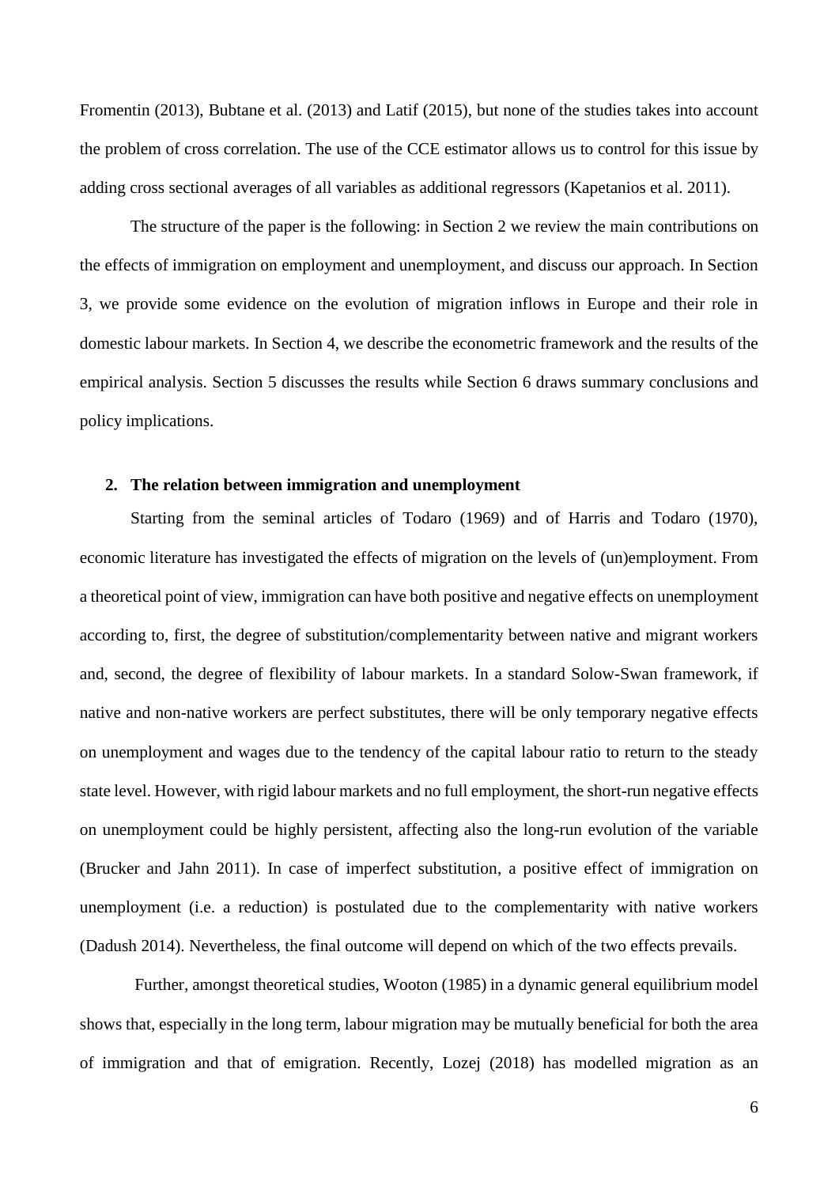Fromentin (2013), Bubtane et al. (2013) and Latif (2015), but none of the studies takes into account the problem of cross correlation. The use of the CCE estimator allows us to control for this issue by adding cross sectional averages of all variables as additional regressors (Kapetanios et al. 2011).

The structure of the paper is the following: in Section 2 we review the main contributions on the effects of immigration on employment and unemployment, and discuss our approach. In Section 3, we provide some evidence on the evolution of migration inflows in Europe and their role in domestic labour markets. In Section 4, we describe the econometric framework and the results of the empirical analysis. Section 5 discusses the results while Section 6 draws summary conclusions and policy implications.

## 2. The relation between immigration and unemployment

Starting from the seminal articles of Todaro (1969) and of Harris and Todaro (1970), economic literature has investigated the effects of migration on the levels of (un)employment. From a theoretical point of view, immigration can have both positive and negative effects on unemployment according to, first, the degree of substitution/complementarity between native and migrant workers and, second, the degree of flexibility of labour markets. In a standard Solow-Swan framework, if native and non-native workers are perfect substitutes, there will be only temporary negative effects on unemployment and wages due to the tendency of the capital labour ratio to return to the steady state level. However, with rigid labour markets and no full employment, the short-run negative effects on unemployment could be highly persistent, affecting also the long-run evolution of the variable (Brucker and Jahn 2011). In case of imperfect substitution, a positive effect of immigration on unemployment (i.e. a reduction) is postulated due to the complementarity with native workers (Dadush 2014). Nevertheless, the final outcome will depend on which of the two effects prevails.

Further, amongst theoretical studies, Wooton (1985) in a dynamic general equilibrium model shows that, especially in the long term, labour migration may be mutually beneficial for both the area of immigration and that of emigration. Recently, Lozej (2018) has modelled migration as an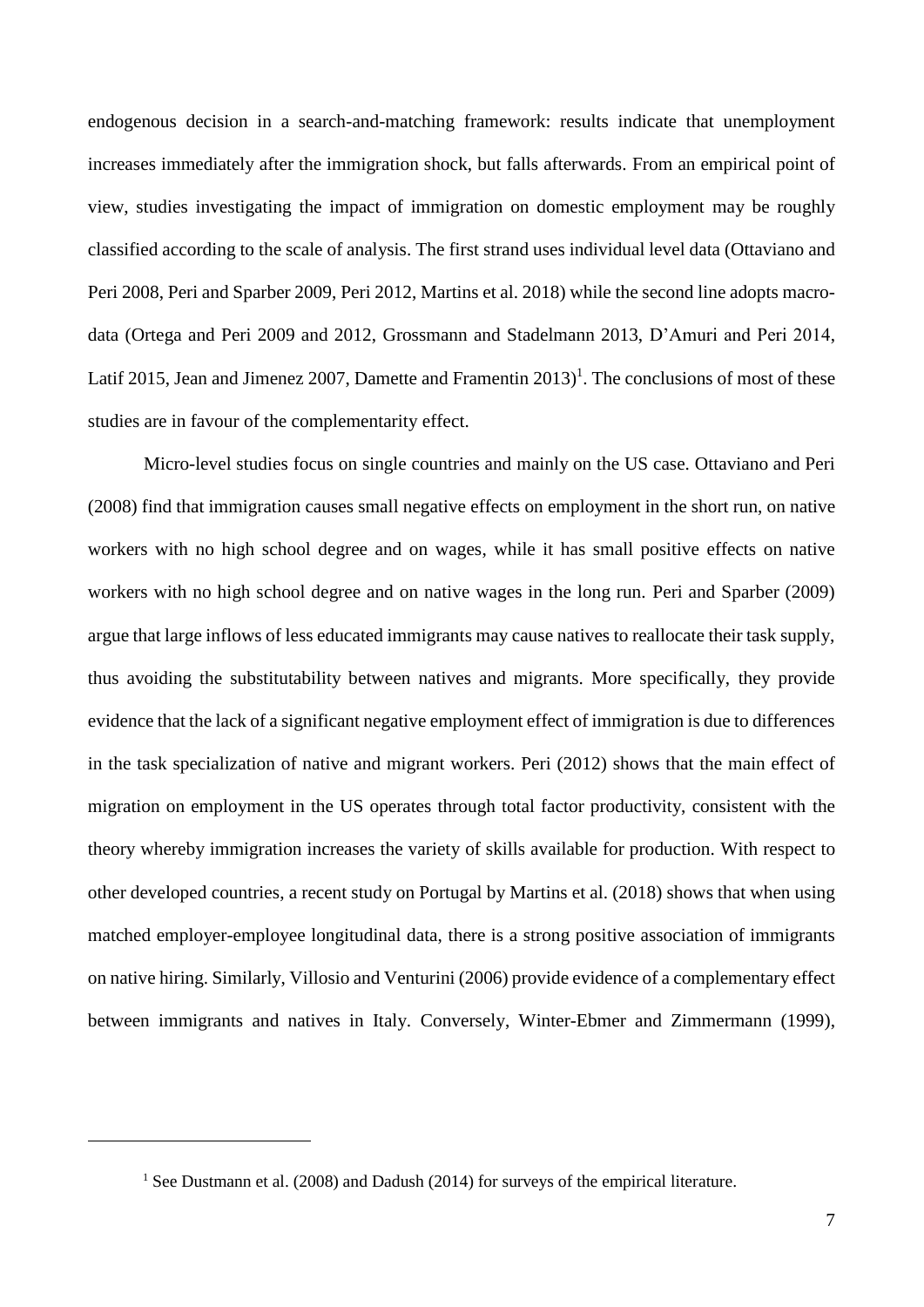endogenous decision in a search-and-matching framework: results indicate that unemployment increases immediately after the immigration shock, but falls afterwards. From an empirical point of view, studies investigating the impact of immigration on domestic employment may be roughly classified according to the scale of analysis. The first strand uses individual level data (Ottaviano and Peri 2008, Peri and Sparber 2009, Peri 2012, Martins et al. 2018) while the second line adopts macro-data (Ortega and Peri 2009 and 2012, Grossmann and Stadelmann 2013, D'Amuri and Peri 2014, Latif 2015, Jean and Jimenez 2007, Damette and Framentin 2013)[1]. The conclusions of most of these studies are in favour of the complementarity effect.

Micro-level studies focus on single countries and mainly on the US case. Ottaviano and Peri (2008) find that immigration causes small negative effects on employment in the short run, on native workers with no high school degree and on wages, while it has small positive effects on native workers with no high school degree and on native wages in the long run. Peri and Sparber (2009) argue that large inflows of less educated immigrants may cause natives to reallocate their task supply, thus avoiding the substitutability between natives and migrants. More specifically, they provide evidence that the lack of a significant negative employment effect of immigration is due to differences in the task specialization of native and migrant workers. Peri (2012) shows that the main effect of migration on employment in the US operates through total factor productivity, consistent with the theory whereby immigration increases the variety of skills available for production. With respect to other developed countries, a recent study on Portugal by Martins et al. (2018) shows that when using matched employer-employee longitudinal data, there is a strong positive association of immigrants on native hiring. Similarly, Villosio and Venturini (2006) provide evidence of a complementary effect between immigrants and natives in Italy. Conversely, Winter-Ebmer and Zimmermann (1999),

[1] See Dustmann et al. (2008) and Dadush (2014) for surveys of the empirical literature.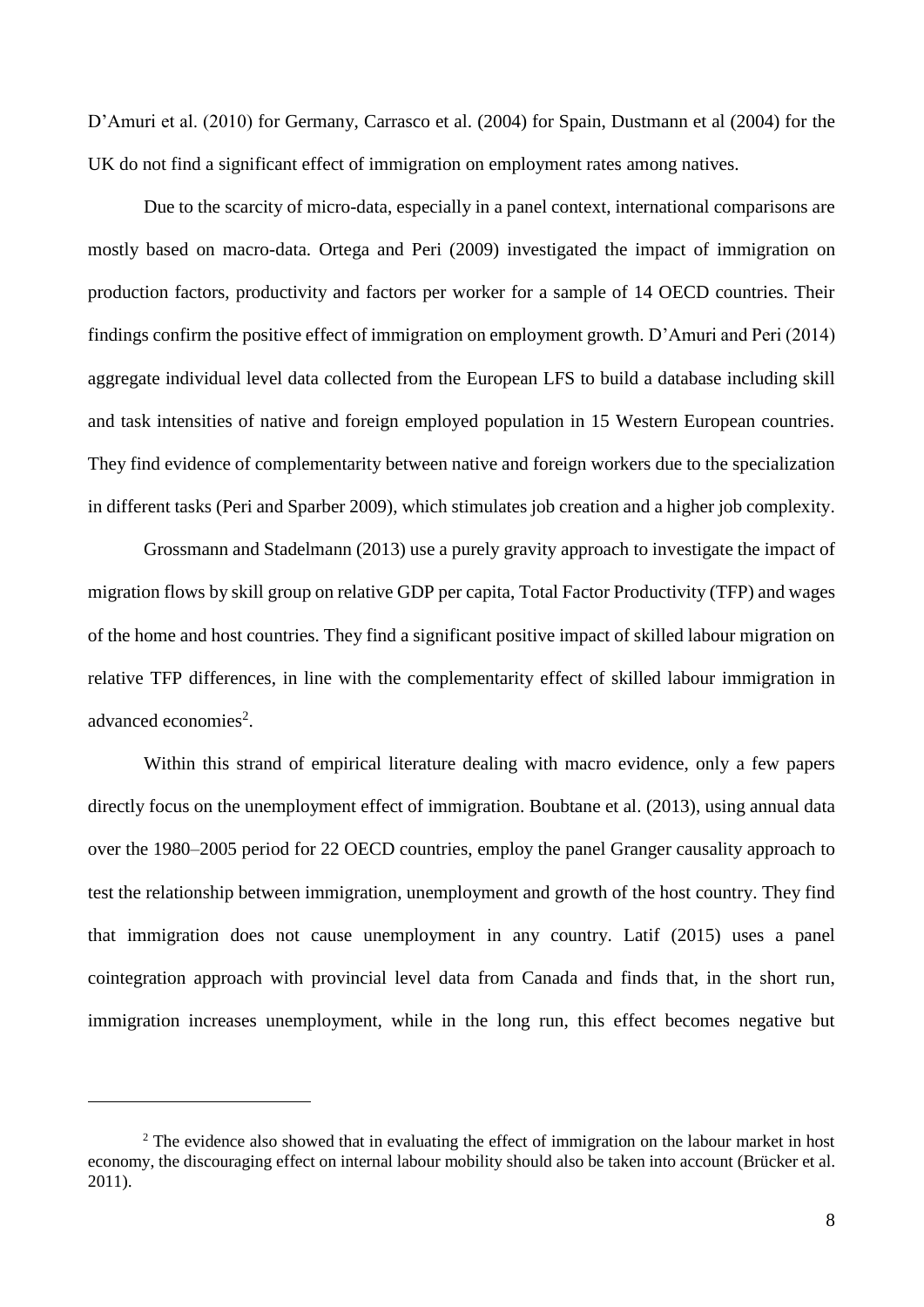D'Amuri et al. (2010) for Germany, Carrasco et al. (2004) for Spain, Dustmann et al (2004) for the UK do not find a significant effect of immigration on employment rates among natives.

Due to the scarcity of micro-data, especially in a panel context, international comparisons are mostly based on macro-data. Ortega and Peri (2009) investigated the impact of immigration on production factors, productivity and factors per worker for a sample of 14 OECD countries. Their findings confirm the positive effect of immigration on employment growth. D'Amuri and Peri (2014) aggregate individual level data collected from the European LFS to build a database including skill and task intensities of native and foreign employed population in 15 Western European countries. They find evidence of complementarity between native and foreign workers due to the specialization in different tasks (Peri and Sparber 2009), which stimulates job creation and a higher job complexity.

Grossmann and Stadelmann (2013) use a purely gravity approach to investigate the impact of migration flows by skill group on relative GDP per capita, Total Factor Productivity (TFP) and wages of the home and host countries. They find a significant positive impact of skilled labour migration on relative TFP differences, in line with the complementarity effect of skilled labour immigration in advanced economies[2].

Within this strand of empirical literature dealing with macro evidence, only a few papers directly focus on the unemployment effect of immigration. Boubtane et al. (2013), using annual data over the 1980–2005 period for 22 OECD countries, employ the panel Granger causality approach to test the relationship between immigration, unemployment and growth of the host country. They find that immigration does not cause unemployment in any country. Latif (2015) uses a panel cointegration approach with provincial level data from Canada and finds that, in the short run, immigration increases unemployment, while in the long run, this effect becomes negative but

[2] The evidence also showed that in evaluating the effect of immigration on the labour market in host economy, the discouraging effect on internal labour mobility should also be taken into account (Brücker et al. 2011).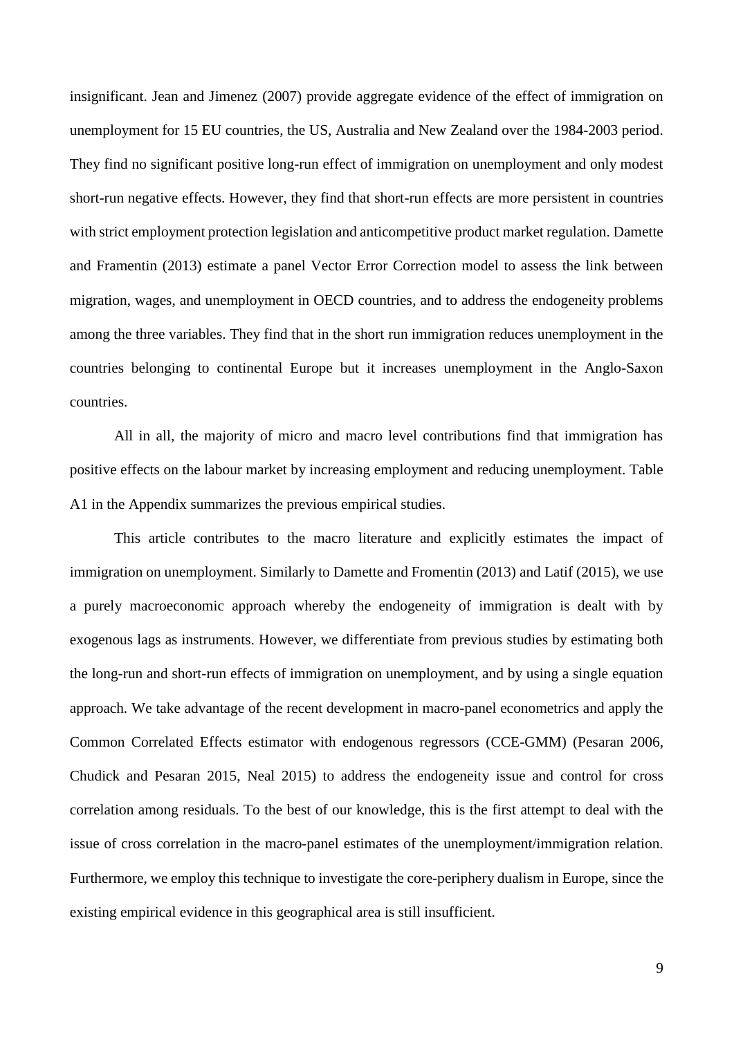insignificant. Jean and Jimenez (2007) provide aggregate evidence of the effect of immigration on unemployment for 15 EU countries, the US, Australia and New Zealand over the 1984-2003 period. They find no significant positive long-run effect of immigration on unemployment and only modest short-run negative effects. However, they find that short-run effects are more persistent in countries with strict employment protection legislation and anticompetitive product market regulation. Damette and Framentin (2013) estimate a panel Vector Error Correction model to assess the link between migration, wages, and unemployment in OECD countries, and to address the endogeneity problems among the three variables. They find that in the short run immigration reduces unemployment in the countries belonging to continental Europe but it increases unemployment in the Anglo-Saxon countries.

All in all, the majority of micro and macro level contributions find that immigration has positive effects on the labour market by increasing employment and reducing unemployment. Table A1 in the Appendix summarizes the previous empirical studies.

This article contributes to the macro literature and explicitly estimates the impact of immigration on unemployment. Similarly to Damette and Fromentin (2013) and Latif (2015), we use a purely macroeconomic approach whereby the endogeneity of immigration is dealt with by exogenous lags as instruments. However, we differentiate from previous studies by estimating both the long-run and short-run effects of immigration on unemployment, and by using a single equation approach. We take advantage of the recent development in macro-panel econometrics and apply the Common Correlated Effects estimator with endogenous regressors (CCE-GMM) (Pesaran 2006, Chudick and Pesaran 2015, Neal 2015) to address the endogeneity issue and control for cross correlation among residuals. To the best of our knowledge, this is the first attempt to deal with the issue of cross correlation in the macro-panel estimates of the unemployment/immigration relation. Furthermore, we employ this technique to investigate the core-periphery dualism in Europe, since the existing empirical evidence in this geographical area is still insufficient.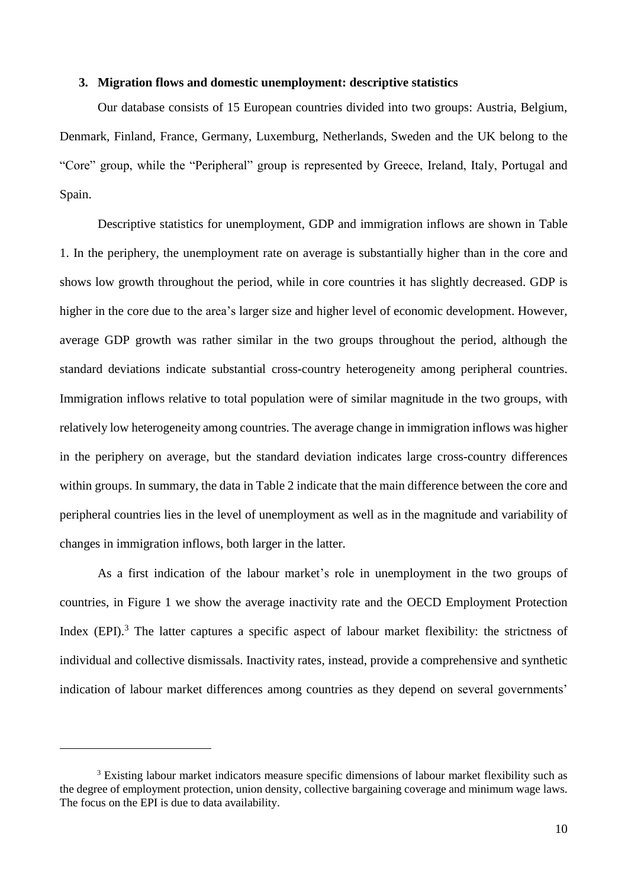### 3. Migration flows and domestic unemployment: descriptive statistics

Our database consists of 15 European countries divided into two groups: Austria, Belgium, Denmark, Finland, France, Germany, Luxemburg, Netherlands, Sweden and the UK belong to the "Core" group, while the "Peripheral" group is represented by Greece, Ireland, Italy, Portugal and Spain.

Descriptive statistics for unemployment, GDP and immigration inflows are shown in Table 1. In the periphery, the unemployment rate on average is substantially higher than in the core and shows low growth throughout the period, while in core countries it has slightly decreased. GDP is higher in the core due to the area's larger size and higher level of economic development. However, average GDP growth was rather similar in the two groups throughout the period, although the standard deviations indicate substantial cross-country heterogeneity among peripheral countries. Immigration inflows relative to total population were of similar magnitude in the two groups, with relatively low heterogeneity among countries. The average change in immigration inflows was higher in the periphery on average, but the standard deviation indicates large cross-country differences within groups. In summary, the data in Table 2 indicate that the main difference between the core and peripheral countries lies in the level of unemployment as well as in the magnitude and variability of changes in immigration inflows, both larger in the latter.

As a first indication of the labour market's role in unemployment in the two groups of countries, in Figure 1 we show the average inactivity rate and the OECD Employment Protection Index (EPI).[3] The latter captures a specific aspect of labour market flexibility: the strictness of individual and collective dismissals. Inactivity rates, instead, provide a comprehensive and synthetic indication of labour market differences among countries as they depend on several governments'

[3] Existing labour market indicators measure specific dimensions of labour market flexibility such as the degree of employment protection, union density, collective bargaining coverage and minimum wage laws. The focus on the EPI is due to data availability.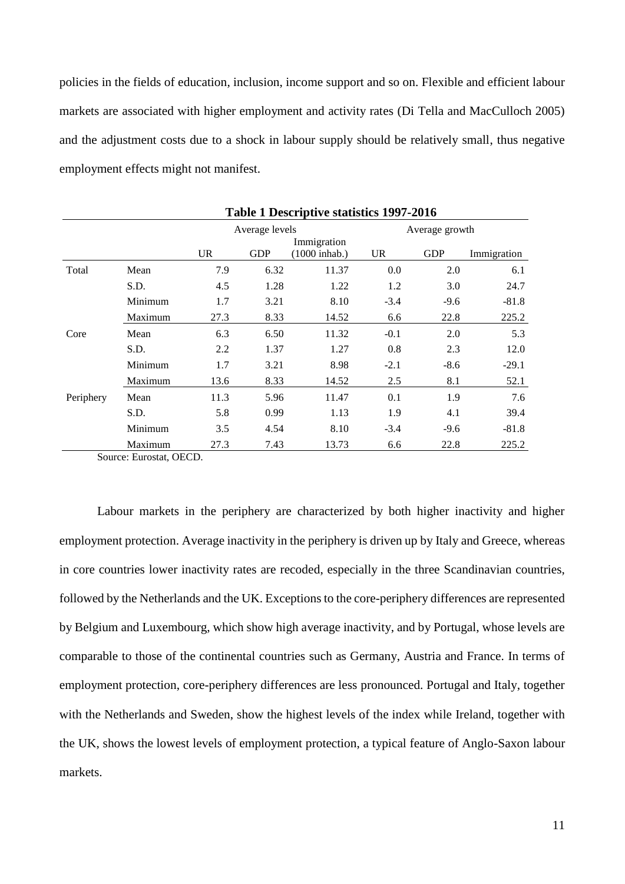policies in the fields of education, inclusion, income support and so on. Flexible and efficient labour markets are associated with higher employment and activity rates (Di Tella and MacCulloch 2005) and the adjustment costs due to a shock in labour supply should be relatively small, thus negative employment effects might not manifest.

**Table 1 Descriptive statistics 1997-2016**

| | | Average levels | | | Average growth | | |
|---|---|---|---|---|---|---|---|
| | | UR | GDP | Immigration (1000 inhab.) | UR | GDP | Immigration |
| Total | Mean | 7.9 | 6.32 | 11.37 | 0.0 | 2.0 | 6.1 |
| | S.D. | 4.5 | 1.28 | 1.22 | 1.2 | 3.0 | 24.7 |
| | Minimum | 1.7 | 3.21 | 8.10 | -3.4 | -9.6 | -81.8 |
| | Maximum | 27.3 | 8.33 | 14.52 | 6.6 | 22.8 | 225.2 |
| Core | Mean | 6.3 | 6.50 | 11.32 | -0.1 | 2.0 | 5.3 |
| | S.D. | 2.2 | 1.37 | 1.27 | 0.8 | 2.3 | 12.0 |
| | Minimum | 1.7 | 3.21 | 8.98 | -2.1 | -8.6 | -29.1 |
| | Maximum | 13.6 | 8.33 | 14.52 | 2.5 | 8.1 | 52.1 |
| Periphery | Mean | 11.3 | 5.96 | 11.47 | 0.1 | 1.9 | 7.6 |
| | S.D. | 5.8 | 0.99 | 1.13 | 1.9 | 4.1 | 39.4 |
| | Minimum | 3.5 | 4.54 | 8.10 | -3.4 | -9.6 | -81.8 |
| | Maximum | 27.3 | 7.43 | 13.73 | 6.6 | 22.8 | 225.2 |

Source: Eurostat, OECD.

Labour markets in the periphery are characterized by both higher inactivity and higher employment protection. Average inactivity in the periphery is driven up by Italy and Greece, whereas in core countries lower inactivity rates are recoded, especially in the three Scandinavian countries, followed by the Netherlands and the UK. Exceptions to the core-periphery differences are represented by Belgium and Luxembourg, which show high average inactivity, and by Portugal, whose levels are comparable to those of the continental countries such as Germany, Austria and France. In terms of employment protection, core-periphery differences are less pronounced. Portugal and Italy, together with the Netherlands and Sweden, show the highest levels of the index while Ireland, together with the UK, shows the lowest levels of employment protection, a typical feature of Anglo-Saxon labour markets.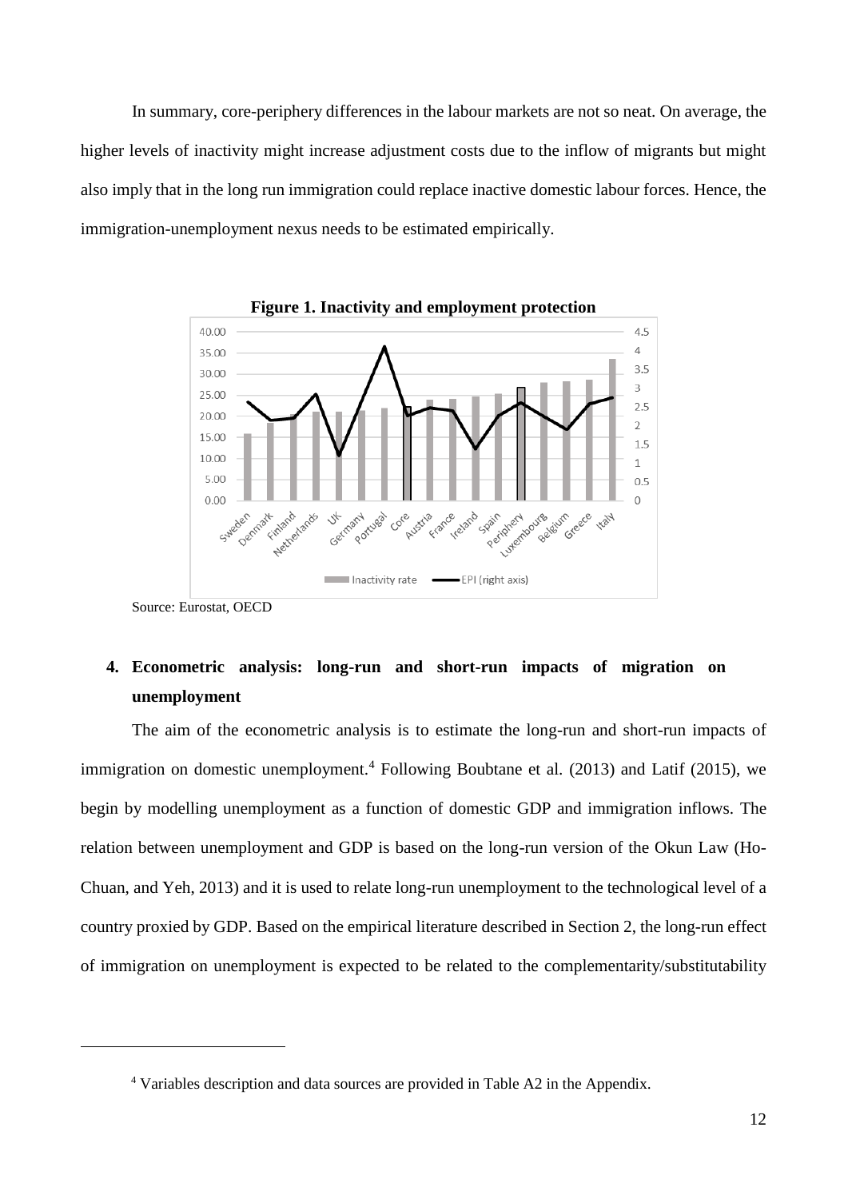In summary, core-periphery differences in the labour markets are not so neat. On average, the higher levels of inactivity might increase adjustment costs due to the inflow of migrants but might also imply that in the long run immigration could replace inactive domestic labour forces. Hence, the immigration-unemployment nexus needs to be estimated empirically.

**Figure 1. Inactivity and employment protection**

Source: Eurostat, OECD

## 4. Econometric analysis: long-run and short-run impacts of migration on unemployment

The aim of the econometric analysis is to estimate the long-run and short-run impacts of immigration on domestic unemployment.[4] Following Boubtane et al. (2013) and Latif (2015), we begin by modelling unemployment as a function of domestic GDP and immigration inflows. The relation between unemployment and GDP is based on the long-run version of the Okun Law (Ho-Chuan, and Yeh, 2013) and it is used to relate long-run unemployment to the technological level of a country proxied by GDP. Based on the empirical literature described in Section 2, the long-run effect of immigration on unemployment is expected to be related to the complementarity/substitutability

[4] Variables description and data sources are provided in Table A2 in the Appendix.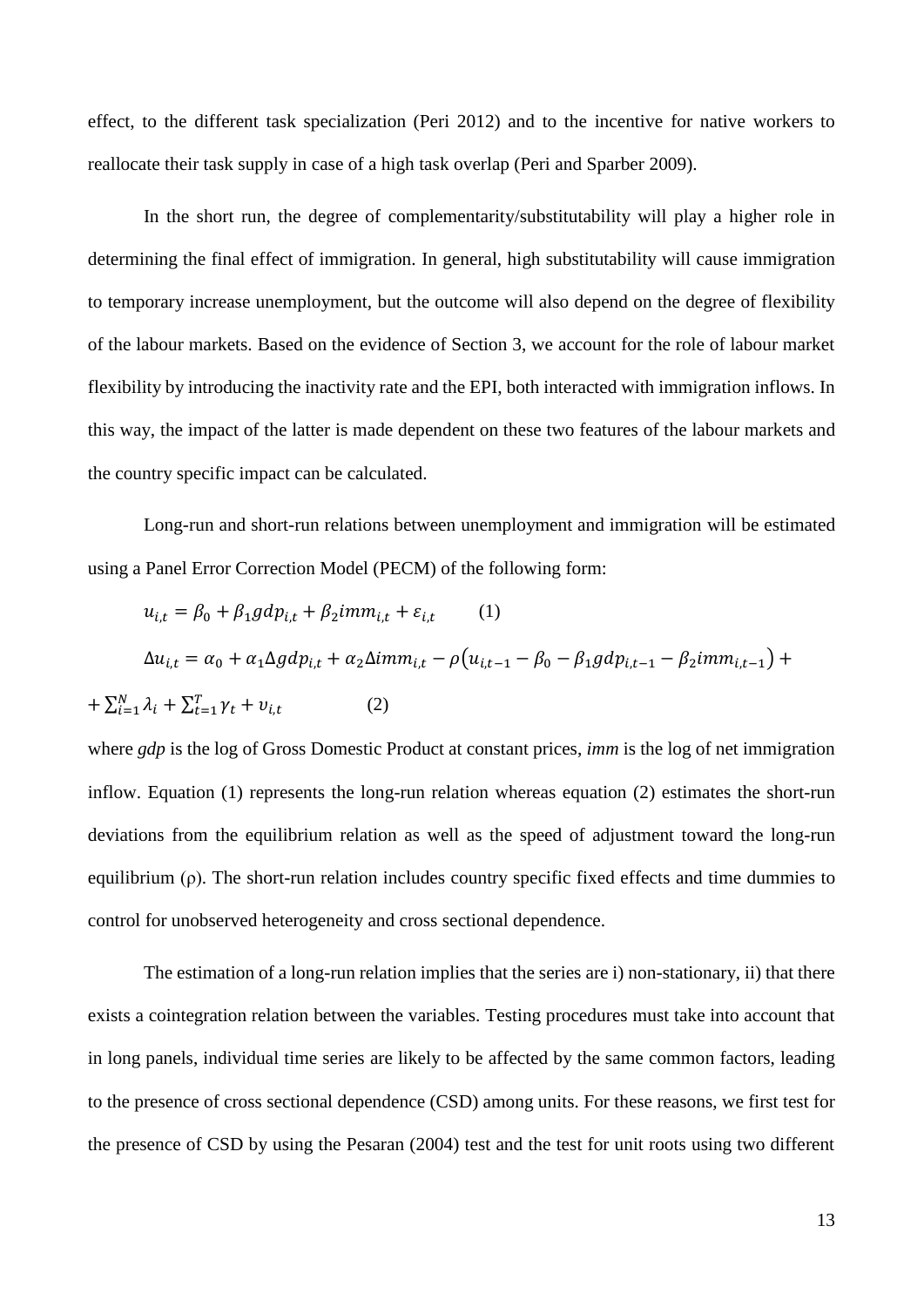effect, to the different task specialization (Peri 2012) and to the incentive for native workers to reallocate their task supply in case of a high task overlap (Peri and Sparber 2009).

In the short run, the degree of complementarity/substitutability will play a higher role in determining the final effect of immigration. In general, high substitutability will cause immigration to temporary increase unemployment, but the outcome will also depend on the degree of flexibility of the labour markets. Based on the evidence of Section 3, we account for the role of labour market flexibility by introducing the inactivity rate and the EPI, both interacted with immigration inflows. In this way, the impact of the latter is made dependent on these two features of the labour markets and the country specific impact can be calculated.

Long-run and short-run relations between unemployment and immigration will be estimated using a Panel Error Correction Model (PECM) of the following form:

$$u_{i,t} = \beta_0 + \beta_1 gdp_{i,t} + \beta_2 imm_{i,t} + \varepsilon_{i,t} \qquad (1)$$

$$\Delta u_{i,t} = \alpha_0 + \alpha_1 \Delta gdp_{i,t} + \alpha_2 \Delta imm_{i,t} - \rho\left(u_{i,t-1} - \beta_0 - \beta_1 gdp_{i,t-1} - \beta_2 imm_{i,t-1}\right) + \sum_{i=1}^{N} \lambda_i + \sum_{t=1}^{T} \gamma_t + \upsilon_{i,t} \qquad (2)$$

where *gdp* is the log of Gross Domestic Product at constant prices, *imm* is the log of net immigration inflow. Equation (1) represents the long-run relation whereas equation (2) estimates the short-run deviations from the equilibrium relation as well as the speed of adjustment toward the long-run equilibrium ($\rho$). The short-run relation includes country specific fixed effects and time dummies to control for unobserved heterogeneity and cross sectional dependence.

The estimation of a long-run relation implies that the series are i) non-stationary, ii) that there exists a cointegration relation between the variables. Testing procedures must take into account that in long panels, individual time series are likely to be affected by the same common factors, leading to the presence of cross sectional dependence (CSD) among units. For these reasons, we first test for the presence of CSD by using the Pesaran (2004) test and the test for unit roots using two different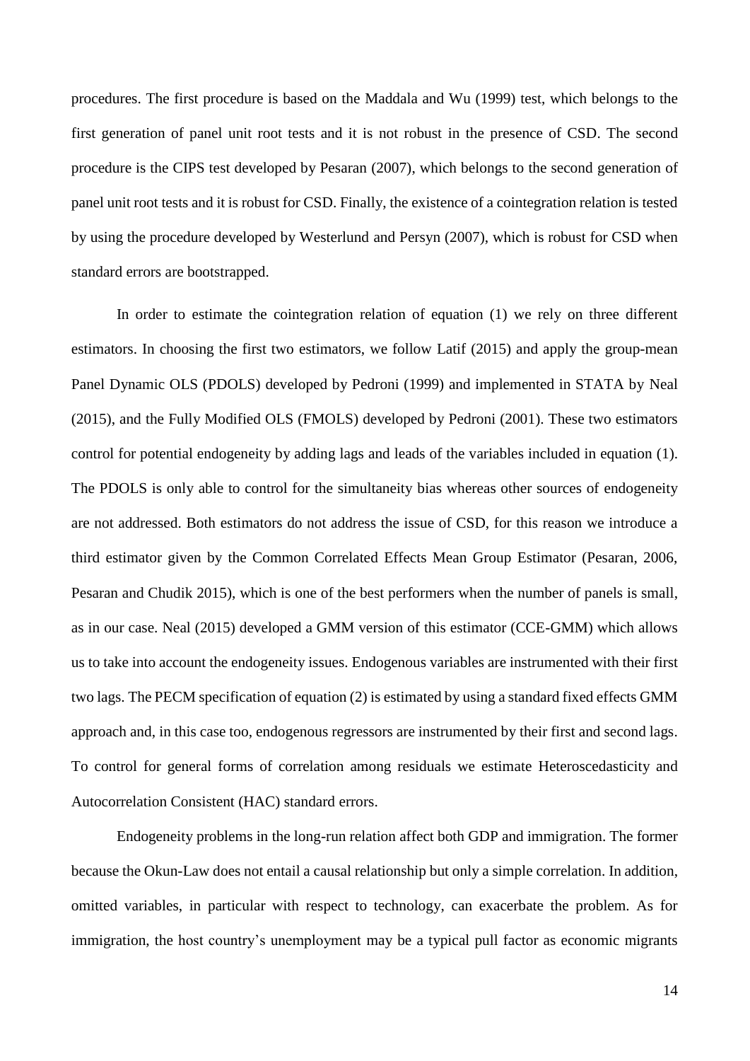procedures. The first procedure is based on the Maddala and Wu (1999) test, which belongs to the first generation of panel unit root tests and it is not robust in the presence of CSD. The second procedure is the CIPS test developed by Pesaran (2007), which belongs to the second generation of panel unit root tests and it is robust for CSD. Finally, the existence of a cointegration relation is tested by using the procedure developed by Westerlund and Persyn (2007), which is robust for CSD when standard errors are bootstrapped.

In order to estimate the cointegration relation of equation (1) we rely on three different estimators. In choosing the first two estimators, we follow Latif (2015) and apply the group-mean Panel Dynamic OLS (PDOLS) developed by Pedroni (1999) and implemented in STATA by Neal (2015), and the Fully Modified OLS (FMOLS) developed by Pedroni (2001). These two estimators control for potential endogeneity by adding lags and leads of the variables included in equation (1). The PDOLS is only able to control for the simultaneity bias whereas other sources of endogeneity are not addressed. Both estimators do not address the issue of CSD, for this reason we introduce a third estimator given by the Common Correlated Effects Mean Group Estimator (Pesaran, 2006, Pesaran and Chudik 2015), which is one of the best performers when the number of panels is small, as in our case. Neal (2015) developed a GMM version of this estimator (CCE-GMM) which allows us to take into account the endogeneity issues. Endogenous variables are instrumented with their first two lags. The PECM specification of equation (2) is estimated by using a standard fixed effects GMM approach and, in this case too, endogenous regressors are instrumented by their first and second lags. To control for general forms of correlation among residuals we estimate Heteroscedasticity and Autocorrelation Consistent (HAC) standard errors.

Endogeneity problems in the long-run relation affect both GDP and immigration. The former because the Okun-Law does not entail a causal relationship but only a simple correlation. In addition, omitted variables, in particular with respect to technology, can exacerbate the problem. As for immigration, the host country's unemployment may be a typical pull factor as economic migrants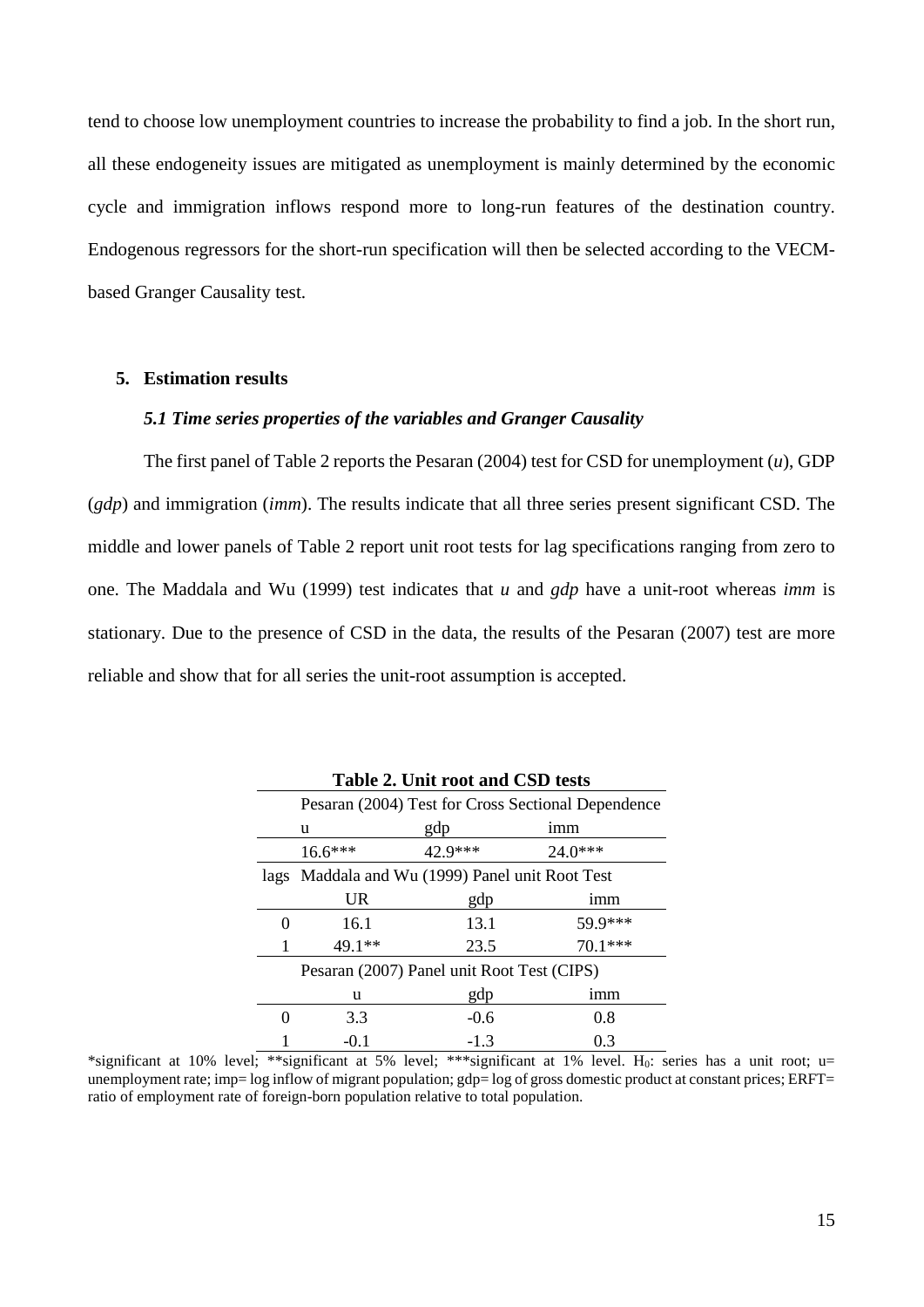tend to choose low unemployment countries to increase the probability to find a job. In the short run, all these endogeneity issues are mitigated as unemployment is mainly determined by the economic cycle and immigration inflows respond more to long-run features of the destination country. Endogenous regressors for the short-run specification will then be selected according to the VECM-based Granger Causality test.

## 5. Estimation results

### *5.1 Time series properties of the variables and Granger Causality*

The first panel of Table 2 reports the Pesaran (2004) test for CSD for unemployment (*u*), GDP (*gdp*) and immigration (*imm*). The results indicate that all three series present significant CSD. The middle and lower panels of Table 2 report unit root tests for lag specifications ranging from zero to one. The Maddala and Wu (1999) test indicates that *u* and *gdp* have a unit-root whereas *imm* is stationary. Due to the presence of CSD in the data, the results of the Pesaran (2007) test are more reliable and show that for all series the unit-root assumption is accepted.

**Table 2. Unit root and CSD tests**

| | Pesaran (2004) Test for Cross Sectional Dependence | | |
|---|---|---|---|
| | u | gdp | imm |
| | 16.6*** | 42.9*** | 24.0*** |
| lags | Maddala and Wu (1999) Panel unit Root Test | | |
| | UR | gdp | imm |
| 0 | 16.1 | 13.1 | 59.9*** |
| 1 | 49.1** | 23.5 | 70.1*** |
| | Pesaran (2007) Panel unit Root Test (CIPS) | | |
| | u | gdp | imm |
| 0 | 3.3 | -0.6 | 0.8 |
| 1 | -0.1 | -1.3 | 0.3 |

*significant at 10% level; **significant at 5% level; ***significant at 1% level. $H_0$: series has a unit root; u= unemployment rate; imp= log inflow of migrant population; gdp= log of gross domestic product at constant prices; ERFT= ratio of employment rate of foreign-born population relative to total population.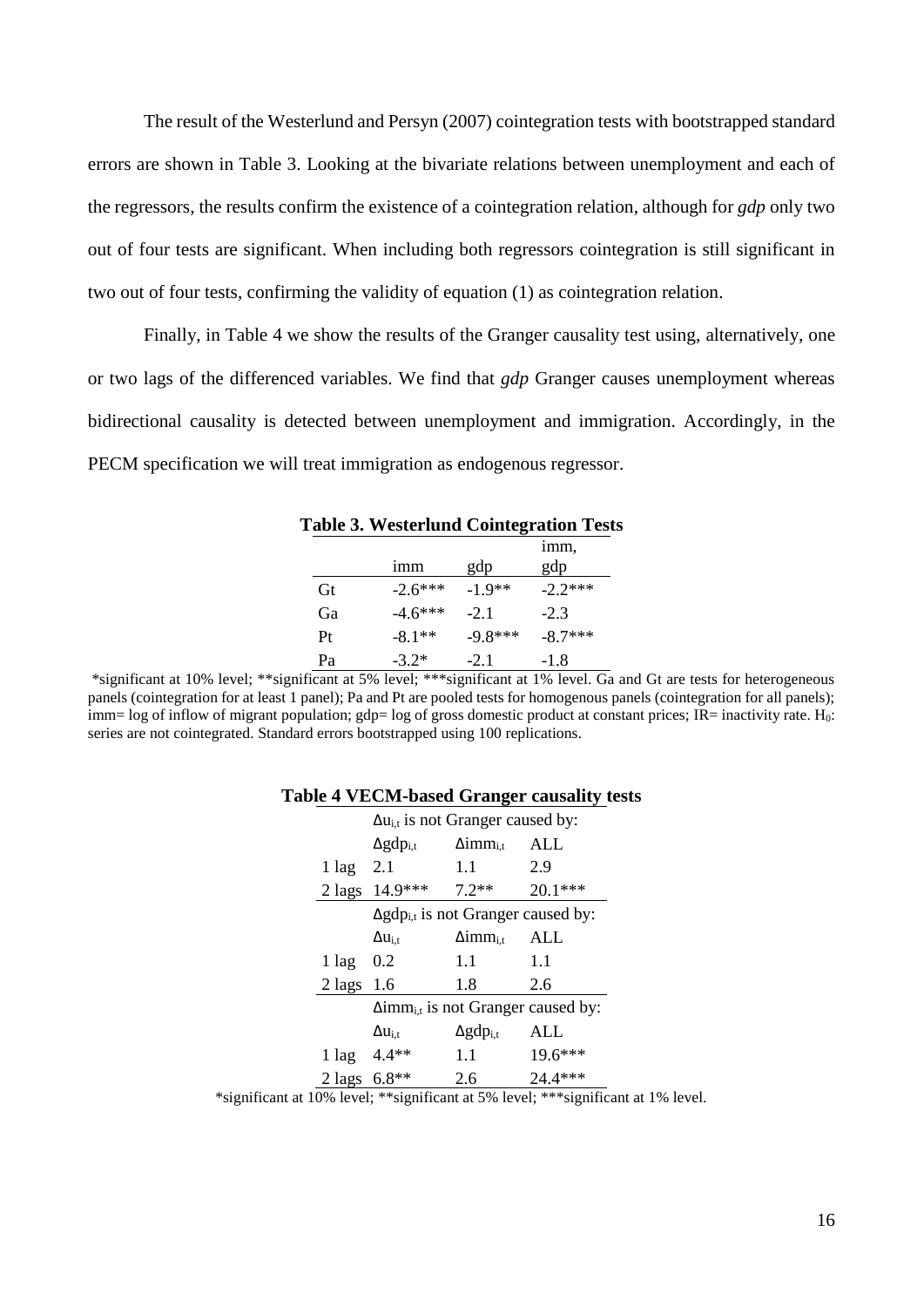The result of the Westerlund and Persyn (2007) cointegration tests with bootstrapped standard errors are shown in Table 3. Looking at the bivariate relations between unemployment and each of the regressors, the results confirm the existence of a cointegration relation, although for *gdp* only two out of four tests are significant. When including both regressors cointegration is still significant in two out of four tests, confirming the validity of equation (1) as cointegration relation.

Finally, in Table 4 we show the results of the Granger causality test using, alternatively, one or two lags of the differenced variables. We find that *gdp* Granger causes unemployment whereas bidirectional causality is detected between unemployment and immigration. Accordingly, in the PECM specification we will treat immigration as endogenous regressor.

**Table 3. Westerlund Cointegration Tests**

| | imm | gdp | imm, gdp |
|---|---|---|---|
| Gt | -2.6*** | -1.9** | -2.2*** |
| Ga | -4.6*** | -2.1 | -2.3 |
| Pt | -8.1** | -9.8*** | -8.7*** |
| Pa | -3.2* | -2.1 | -1.8 |

*significant at 10% level; **significant at 5% level; ***significant at 1% level. Ga and Gt are tests for heterogeneous panels (cointegration for at least 1 panel); Pa and Pt are pooled tests for homogenous panels (cointegration for all panels); imm= log of inflow of migrant population; gdp= log of gross domestic product at constant prices; IR= inactivity rate. $H_0$: series are not cointegrated. Standard errors bootstrapped using 100 replications.

**Table 4 VECM-based Granger causality tests**

| | $\Delta u_{i,t}$ is not Granger caused by: | | |
|---|---|---|---|
| | $\Delta gdp_{i,t}$ | $\Delta imm_{i,t}$ | ALL |
| 1 lag | 2.1 | 1.1 | 2.9 |
| 2 lags | 14.9*** | 7.2** | 20.1*** |
| | $\Delta gdp_{i,t}$ is not Granger caused by: | | |
| | $\Delta u_{i,t}$ | $\Delta imm_{i,t}$ | ALL |
| 1 lag | 0.2 | 1.1 | 1.1 |
| 2 lags | 1.6 | 1.8 | 2.6 |
| | $\Delta imm_{i,t}$ is not Granger caused by: | | |
| | $\Delta u_{i,t}$ | $\Delta gdp_{i,t}$ | ALL |
| 1 lag | 4.4** | 1.1 | 19.6*** |
| 2 lags | 6.8** | 2.6 | 24.4*** |

*significant at 10% level; **significant at 5% level; ***significant at 1% level.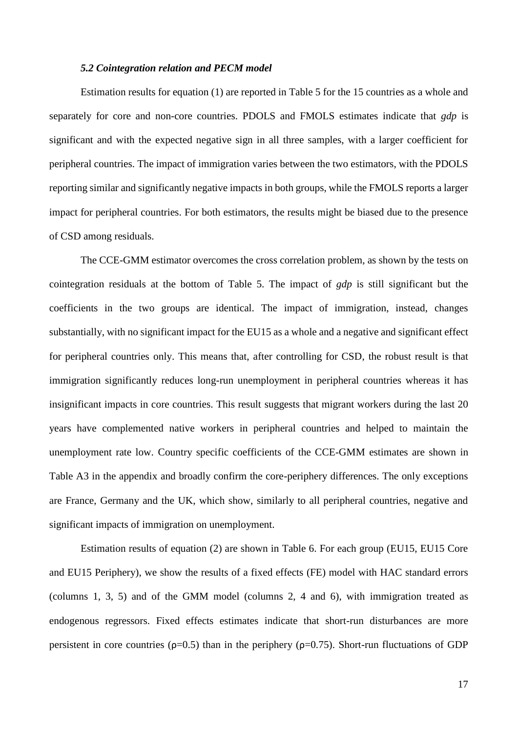### *5.2 Cointegration relation and PECM model*

Estimation results for equation (1) are reported in Table 5 for the 15 countries as a whole and separately for core and non-core countries. PDOLS and FMOLS estimates indicate that *gdp* is significant and with the expected negative sign in all three samples, with a larger coefficient for peripheral countries. The impact of immigration varies between the two estimators, with the PDOLS reporting similar and significantly negative impacts in both groups, while the FMOLS reports a larger impact for peripheral countries. For both estimators, the results might be biased due to the presence of CSD among residuals.

The CCE-GMM estimator overcomes the cross correlation problem, as shown by the tests on cointegration residuals at the bottom of Table 5. The impact of *gdp* is still significant but the coefficients in the two groups are identical. The impact of immigration, instead, changes substantially, with no significant impact for the EU15 as a whole and a negative and significant effect for peripheral countries only. This means that, after controlling for CSD, the robust result is that immigration significantly reduces long-run unemployment in peripheral countries whereas it has insignificant impacts in core countries. This result suggests that migrant workers during the last 20 years have complemented native workers in peripheral countries and helped to maintain the unemployment rate low. Country specific coefficients of the CCE-GMM estimates are shown in Table A3 in the appendix and broadly confirm the core-periphery differences. The only exceptions are France, Germany and the UK, which show, similarly to all peripheral countries, negative and significant impacts of immigration on unemployment.

Estimation results of equation (2) are shown in Table 6. For each group (EU15, EU15 Core and EU15 Periphery), we show the results of a fixed effects (FE) model with HAC standard errors (columns 1, 3, 5) and of the GMM model (columns 2, 4 and 6), with immigration treated as endogenous regressors. Fixed effects estimates indicate that short-run disturbances are more persistent in core countries ($\rho$=0.5) than in the periphery ($\rho$=0.75). Short-run fluctuations of GDP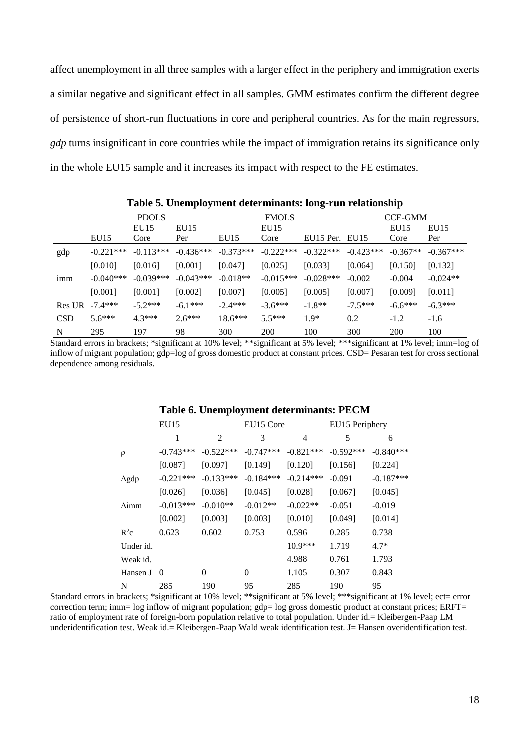affect unemployment in all three samples with a larger effect in the periphery and immigration exerts a similar negative and significant effect in all samples. GMM estimates confirm the different degree of persistence of short-run fluctuations in core and peripheral countries. As for the main regressors, *gdp* turns insignificant in core countries while the impact of immigration retains its significance only in the whole EU15 sample and it increases its impact with respect to the FE estimates.

**Table 5. Unemployment determinants: long-run relationship**

| | PDOLS | | | FMOLS | | | CCE-GMM | | |
|---|---|---|---|---|---|---|---|---|---|
| | EU15 | EU15 Core | EU15 Per | EU15 | EU15 Core | EU15 Per. | EU15 | EU15 Core | EU15 Per |
| gdp | -0.221*** | -0.113*** | -0.436*** | -0.373*** | -0.222*** | -0.322*** | -0.423*** | -0.367** | -0.367*** |
| | [0.010] | [0.016] | [0.001] | [0.047] | [0.025] | [0.033] | [0.064] | [0.150] | [0.132] |
| imm | -0.040*** | -0.039*** | -0.043*** | -0.018** | -0.015*** | -0.028*** | -0.002 | -0.004 | -0.024** |
| | [0.001] | [0.001] | [0.002] | [0.007] | [0.005] | [0.005] | [0.007] | [0.009] | [0.011] |
| Res UR | -7.4*** | -5.2*** | -6.1*** | -2.4*** | -3.6*** | -1.8** | -7.5*** | -6.6*** | -6.3*** |
| CSD | 5.6*** | 4.3*** | 2.6*** | 18.6*** | 5.5*** | 1.9* | 0.2 | -1.2 | -1.6 |
| N | 295 | 197 | 98 | 300 | 200 | 100 | 300 | 200 | 100 |

Standard errors in brackets; *significant at 10% level; **significant at 5% level; ***significant at 1% level; imm=log of inflow of migrant population; gdp=log of gross domestic product at constant prices. CSD= Pesaran test for cross sectional dependence among residuals.

**Table 6. Unemployment determinants: PECM**

| | EU15 | | EU15 Core | | EU15 Periphery | |
|---|---|---|---|---|---|---|
| | 1 | 2 | 3 | 4 | 5 | 6 |
| $\rho$ | -0.743*** | -0.522*** | -0.747*** | -0.821*** | -0.592*** | -0.840*** |
| | [0.087] | [0.097] | [0.149] | [0.120] | [0.156] | [0.224] |
| $\Delta$gdp | -0.221*** | -0.133*** | -0.184*** | -0.214*** | -0.091 | -0.187*** |
| | [0.026] | [0.036] | [0.045] | [0.028] | [0.067] | [0.045] |
| $\Delta$imm | -0.013*** | -0.010** | -0.012** | -0.022** | -0.051 | -0.019 |
| | [0.002] | [0.003] | [0.003] | [0.010] | [0.049] | [0.014] |
| $R^2$c | 0.623 | 0.602 | 0.753 | 0.596 | 0.285 | 0.738 |
| Under id. | | | | 10.9*** | 1.719 | 4.7* |
| Weak id. | | | | 4.988 | 0.761 | 1.793 |
| Hansen J | 0 | 0 | 0 | 1.105 | 0.307 | 0.843 |
| N | 285 | 190 | 95 | 285 | 190 | 95 |

Standard errors in brackets; *significant at 10% level; **significant at 5% level; ***significant at 1% level; ect= error correction term; imm= log inflow of migrant population; gdp= log gross domestic product at constant prices; ERFT= ratio of employment rate of foreign-born population relative to total population. Under id.= Kleibergen-Paap LM underidentification test. Weak id.= Kleibergen-Paap Wald weak identification test. J= Hansen overidentification test.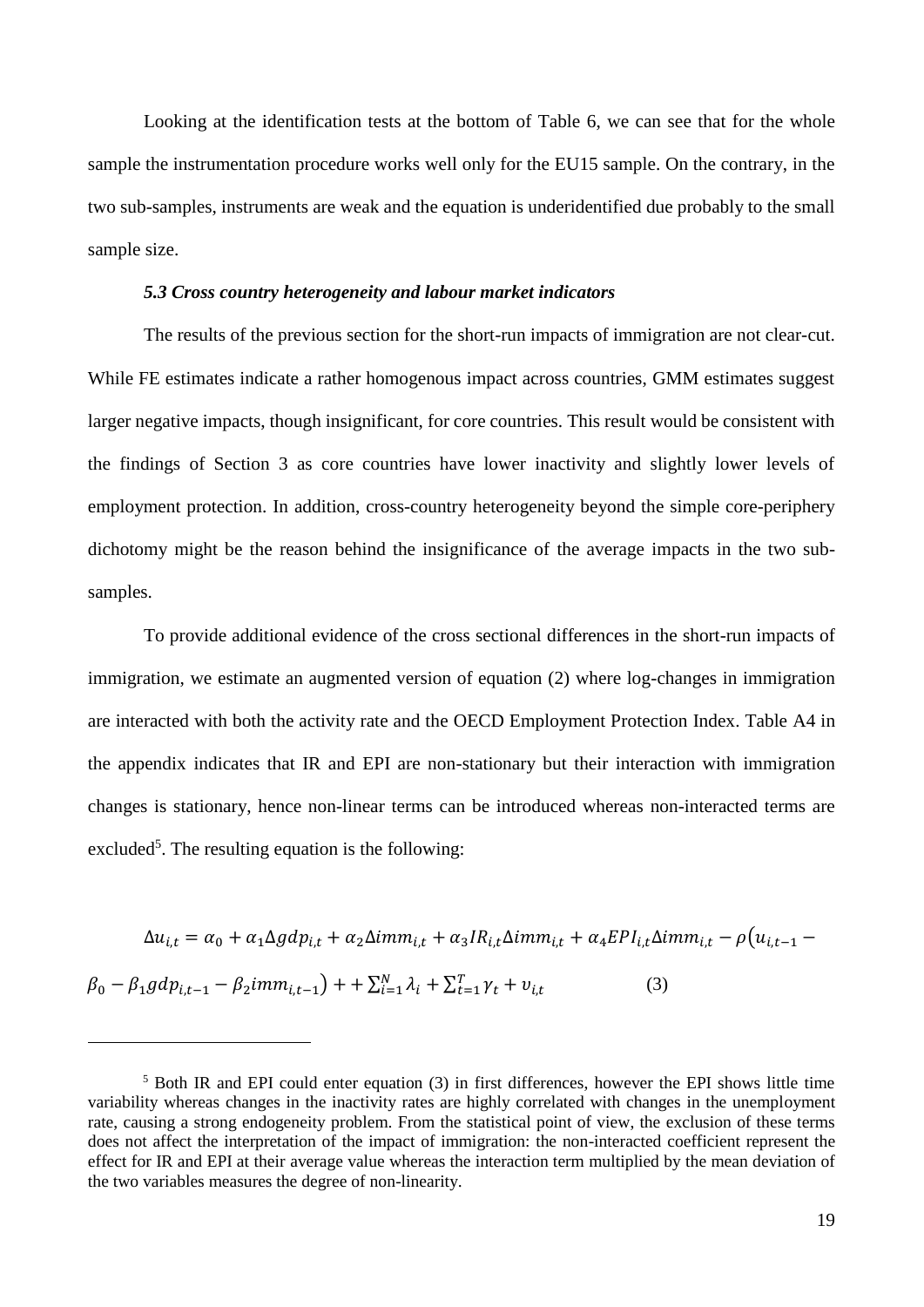Looking at the identification tests at the bottom of Table 6, we can see that for the whole sample the instrumentation procedure works well only for the EU15 sample. On the contrary, in the two sub-samples, instruments are weak and the equation is underidentified due probably to the small sample size.

### *5.3 Cross country heterogeneity and labour market indicators*

The results of the previous section for the short-run impacts of immigration are not clear-cut. While FE estimates indicate a rather homogenous impact across countries, GMM estimates suggest larger negative impacts, though insignificant, for core countries. This result would be consistent with the findings of Section 3 as core countries have lower inactivity and slightly lower levels of employment protection. In addition, cross-country heterogeneity beyond the simple core-periphery dichotomy might be the reason behind the insignificance of the average impacts in the two sub-samples.

To provide additional evidence of the cross sectional differences in the short-run impacts of immigration, we estimate an augmented version of equation (2) where log-changes in immigration are interacted with both the activity rate and the OECD Employment Protection Index. Table A4 in the appendix indicates that IR and EPI are non-stationary but their interaction with immigration changes is stationary, hence non-linear terms can be introduced whereas non-interacted terms are excluded[5]. The resulting equation is the following:

$$\Delta u_{i,t} = \alpha_0 + \alpha_1 \Delta gdp_{i,t} + \alpha_2 \Delta imm_{i,t} + \alpha_3 IR_{i,t} \Delta imm_{i,t} + \alpha_4 EPI_{i,t} \Delta imm_{i,t} - \rho\left(u_{i,t-1} - \beta_0 - \beta_1 gdp_{i,t-1} - \beta_2 imm_{i,t-1}\right) + + \sum_{i=1}^{N} \lambda_i + \sum_{t=1}^{T} \gamma_t + \upsilon_{i,t} \qquad (3)$$

[5] Both IR and EPI could enter equation (3) in first differences, however the EPI shows little time variability whereas changes in the inactivity rates are highly correlated with changes in the unemployment rate, causing a strong endogeneity problem. From the statistical point of view, the exclusion of these terms does not affect the interpretation of the impact of immigration: the non-interacted coefficient represent the effect for IR and EPI at their average value whereas the interaction term multiplied by the mean deviation of the two variables measures the degree of non-linearity.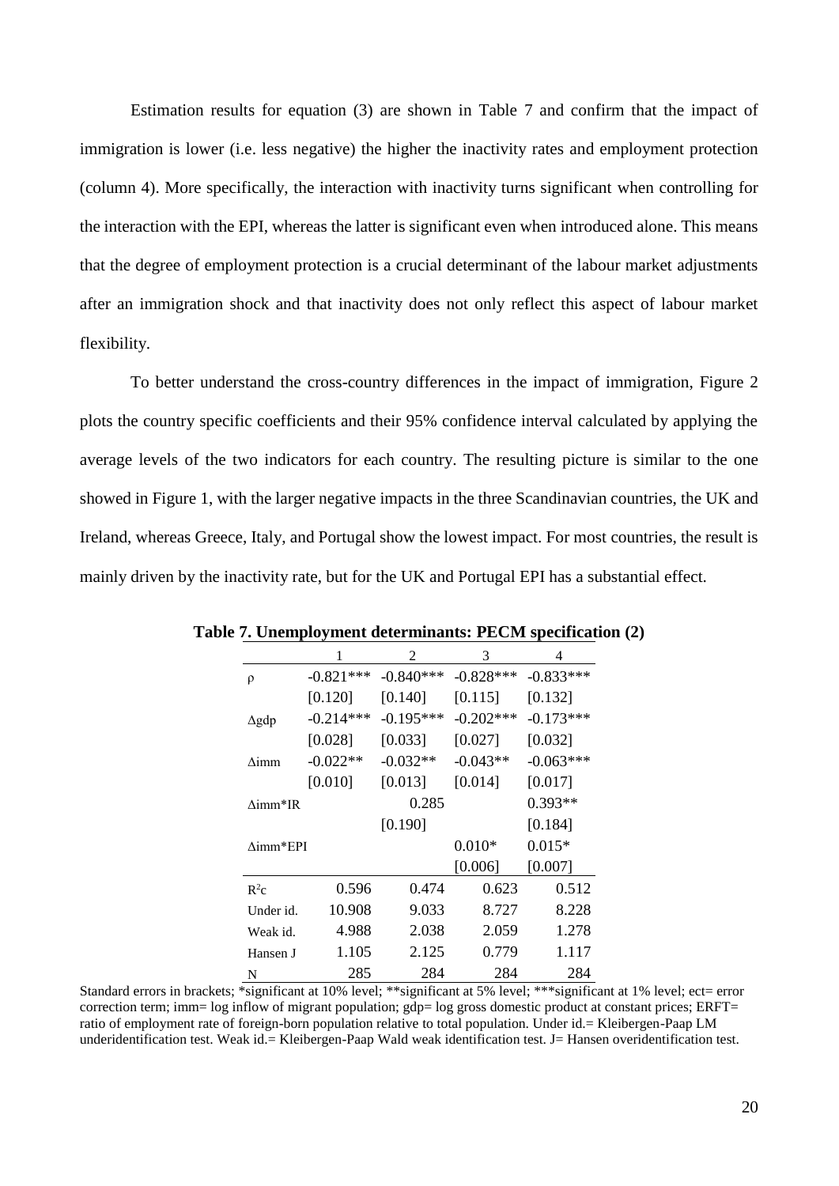Estimation results for equation (3) are shown in Table 7 and confirm that the impact of immigration is lower (i.e. less negative) the higher the inactivity rates and employment protection (column 4). More specifically, the interaction with inactivity turns significant when controlling for the interaction with the EPI, whereas the latter is significant even when introduced alone. This means that the degree of employment protection is a crucial determinant of the labour market adjustments after an immigration shock and that inactivity does not only reflect this aspect of labour market flexibility.

To better understand the cross-country differences in the impact of immigration, Figure 2 plots the country specific coefficients and their 95% confidence interval calculated by applying the average levels of the two indicators for each country. The resulting picture is similar to the one showed in Figure 1, with the larger negative impacts in the three Scandinavian countries, the UK and Ireland, whereas Greece, Italy, and Portugal show the lowest impact. For most countries, the result is mainly driven by the inactivity rate, but for the UK and Portugal EPI has a substantial effect.

**Table 7. Unemployment determinants: PECM specification (2)**

| | 1 | 2 | 3 | 4 |
|---|---|---|---|---|
| ρ | -0.821*** | -0.840*** | -0.828*** | -0.833*** |
| | [0.120] | [0.140] | [0.115] | [0.132] |
| Δgdp | -0.214*** | -0.195*** | -0.202*** | -0.173*** |
| | [0.028] | [0.033] | [0.027] | [0.032] |
| Δimm | -0.022** | -0.032** | -0.043** | -0.063*** |
| | [0.010] | [0.013] | [0.014] | [0.017] |
| Δimm*IR | | 0.285 | | 0.393** |
| | | [0.190] | | [0.184] |
| Δimm*EPI | | | 0.010* | 0.015* |
| | | | [0.006] | [0.007] |
| $R^2$c | 0.596 | 0.474 | 0.623 | 0.512 |
| Under id. | 10.908 | 9.033 | 8.727 | 8.228 |
| Weak id. | 4.988 | 2.038 | 2.059 | 1.278 |
| Hansen J | 1.105 | 2.125 | 0.779 | 1.117 |
| N | 285 | 284 | 284 | 284 |

Standard errors in brackets; *significant at 10% level; **significant at 5% level; ***significant at 1% level; ect= error correction term; imm= log inflow of migrant population; gdp= log gross domestic product at constant prices; ERFT= ratio of employment rate of foreign-born population relative to total population. Under id.= Kleibergen-Paap LM underidentification test. Weak id.= Kleibergen-Paap Wald weak identification test. J= Hansen overidentification test.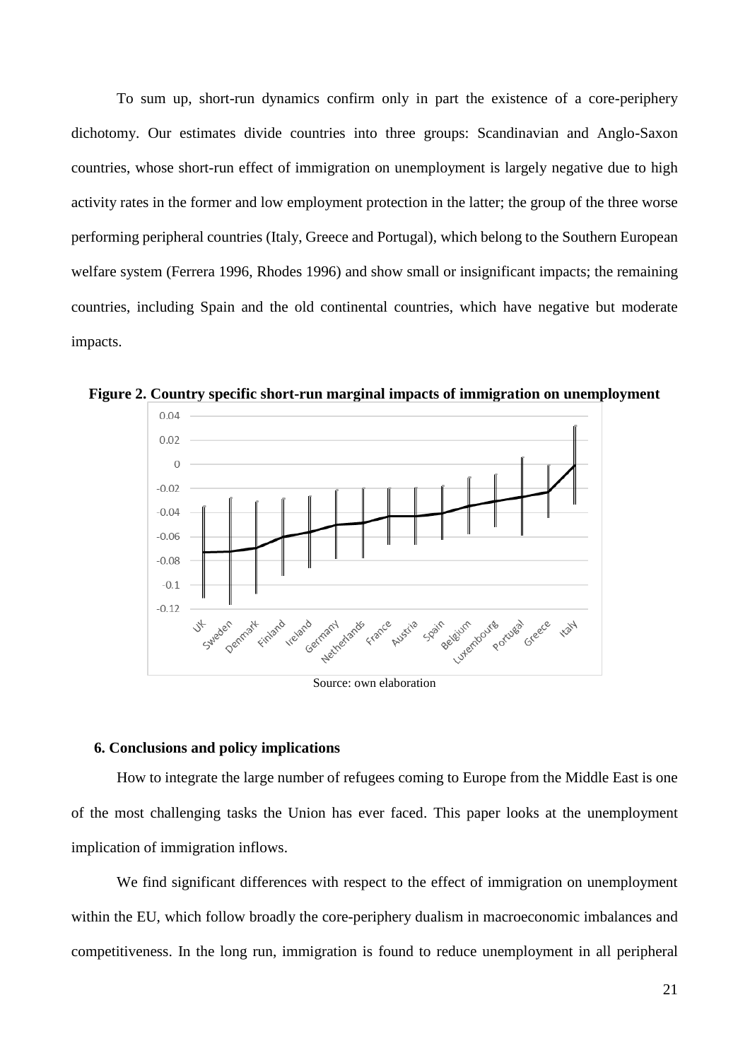To sum up, short-run dynamics confirm only in part the existence of a core-periphery dichotomy. Our estimates divide countries into three groups: Scandinavian and Anglo-Saxon countries, whose short-run effect of immigration on unemployment is largely negative due to high activity rates in the former and low employment protection in the latter; the group of the three worse performing peripheral countries (Italy, Greece and Portugal), which belong to the Southern European welfare system (Ferrera 1996, Rhodes 1996) and show small or insignificant impacts; the remaining countries, including Spain and the old continental countries, which have negative but moderate impacts.

**Figure 2. Country specific short-run marginal impacts of immigration on unemployment**

Source: own elaboration

### 6. Conclusions and policy implications

How to integrate the large number of refugees coming to Europe from the Middle East is one of the most challenging tasks the Union has ever faced. This paper looks at the unemployment implication of immigration inflows.

We find significant differences with respect to the effect of immigration on unemployment within the EU, which follow broadly the core-periphery dualism in macroeconomic imbalances and competitiveness. In the long run, immigration is found to reduce unemployment in all peripheral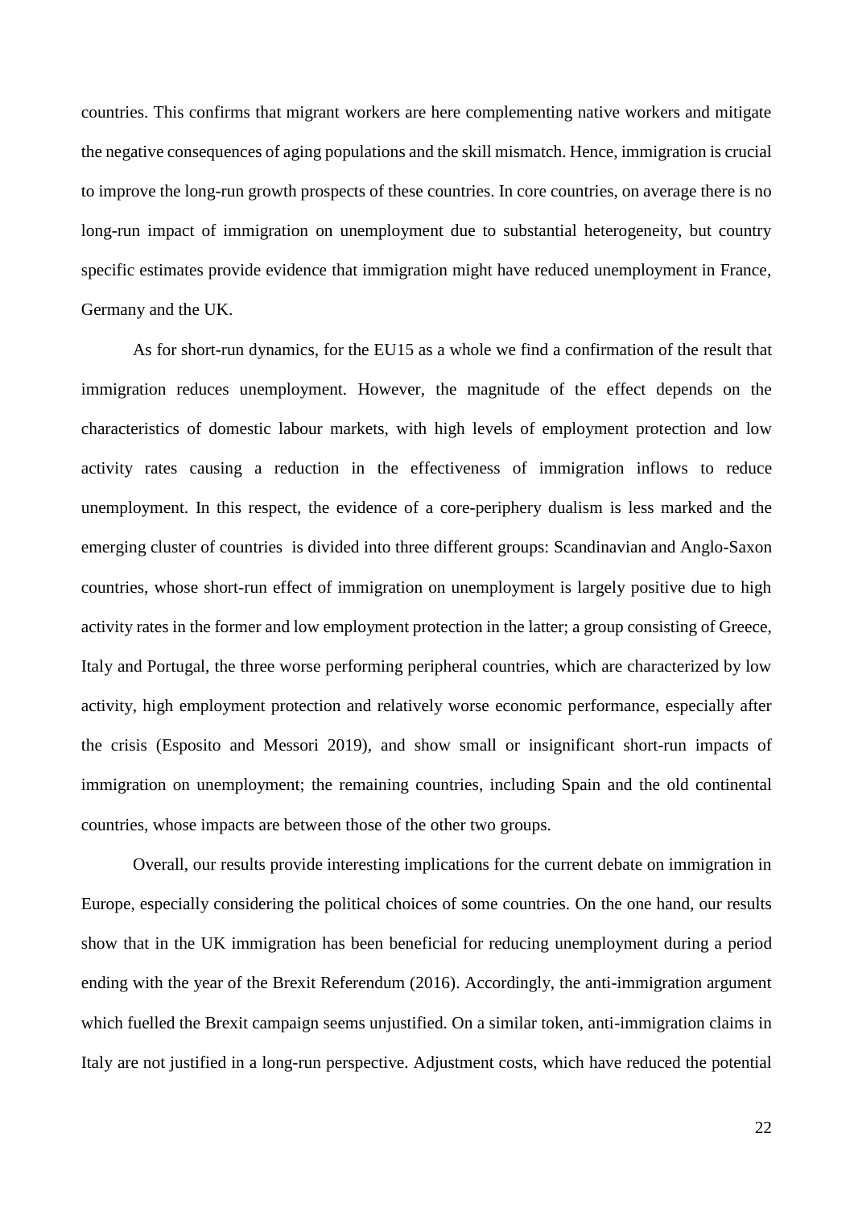countries. This confirms that migrant workers are here complementing native workers and mitigate the negative consequences of aging populations and the skill mismatch. Hence, immigration is crucial to improve the long-run growth prospects of these countries. In core countries, on average there is no long-run impact of immigration on unemployment due to substantial heterogeneity, but country specific estimates provide evidence that immigration might have reduced unemployment in France, Germany and the UK.

As for short-run dynamics, for the EU15 as a whole we find a confirmation of the result that immigration reduces unemployment. However, the magnitude of the effect depends on the characteristics of domestic labour markets, with high levels of employment protection and low activity rates causing a reduction in the effectiveness of immigration inflows to reduce unemployment. In this respect, the evidence of a core-periphery dualism is less marked and the emerging cluster of countries is divided into three different groups: Scandinavian and Anglo-Saxon countries, whose short-run effect of immigration on unemployment is largely positive due to high activity rates in the former and low employment protection in the latter; a group consisting of Greece, Italy and Portugal, the three worse performing peripheral countries, which are characterized by low activity, high employment protection and relatively worse economic performance, especially after the crisis (Esposito and Messori 2019), and show small or insignificant short-run impacts of immigration on unemployment; the remaining countries, including Spain and the old continental countries, whose impacts are between those of the other two groups.

Overall, our results provide interesting implications for the current debate on immigration in Europe, especially considering the political choices of some countries. On the one hand, our results show that in the UK immigration has been beneficial for reducing unemployment during a period ending with the year of the Brexit Referendum (2016). Accordingly, the anti-immigration argument which fuelled the Brexit campaign seems unjustified. On a similar token, anti-immigration claims in Italy are not justified in a long-run perspective. Adjustment costs, which have reduced the potential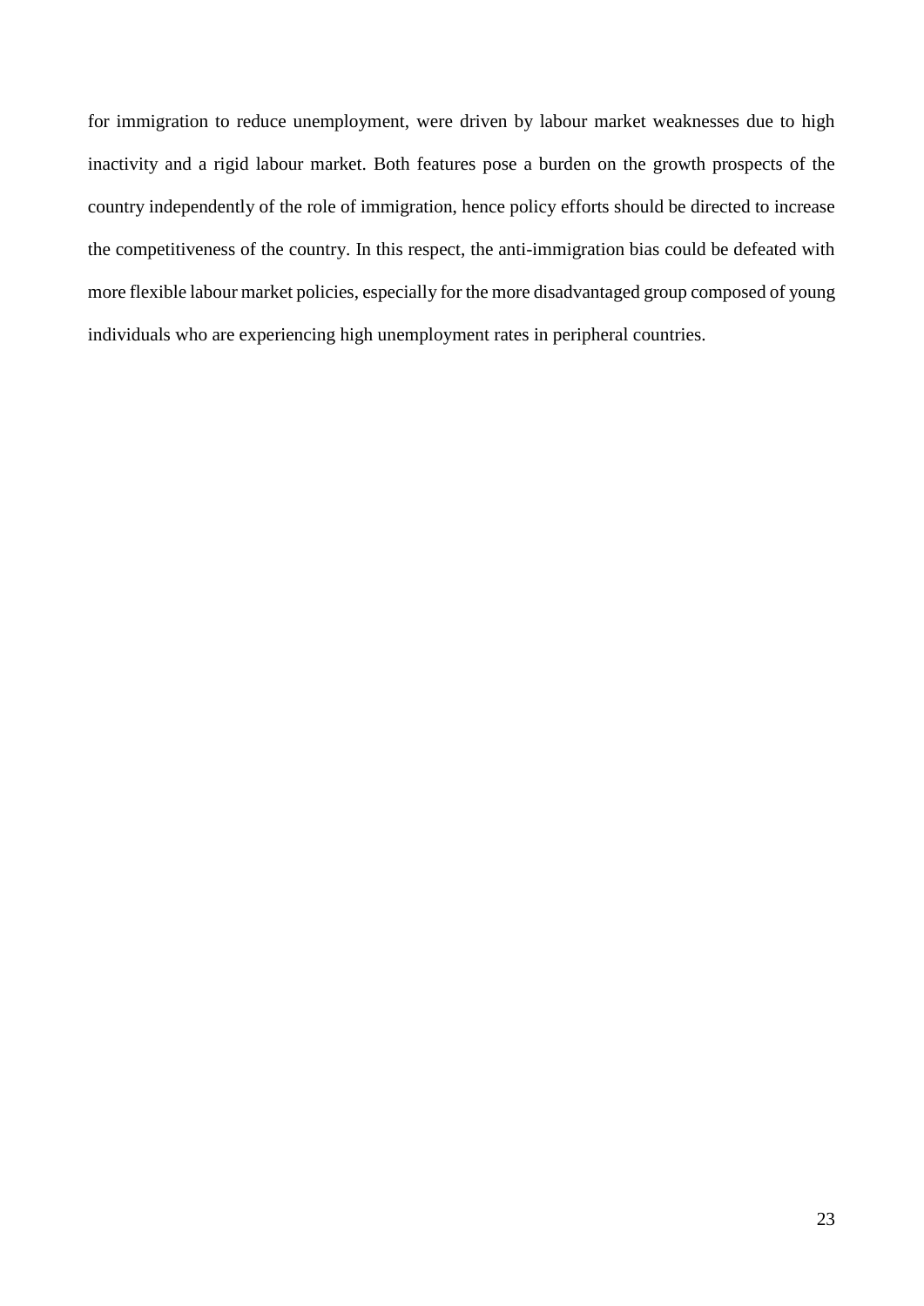for immigration to reduce unemployment, were driven by labour market weaknesses due to high inactivity and a rigid labour market. Both features pose a burden on the growth prospects of the country independently of the role of immigration, hence policy efforts should be directed to increase the competitiveness of the country. In this respect, the anti-immigration bias could be defeated with more flexible labour market policies, especially for the more disadvantaged group composed of young individuals who are experiencing high unemployment rates in peripheral countries.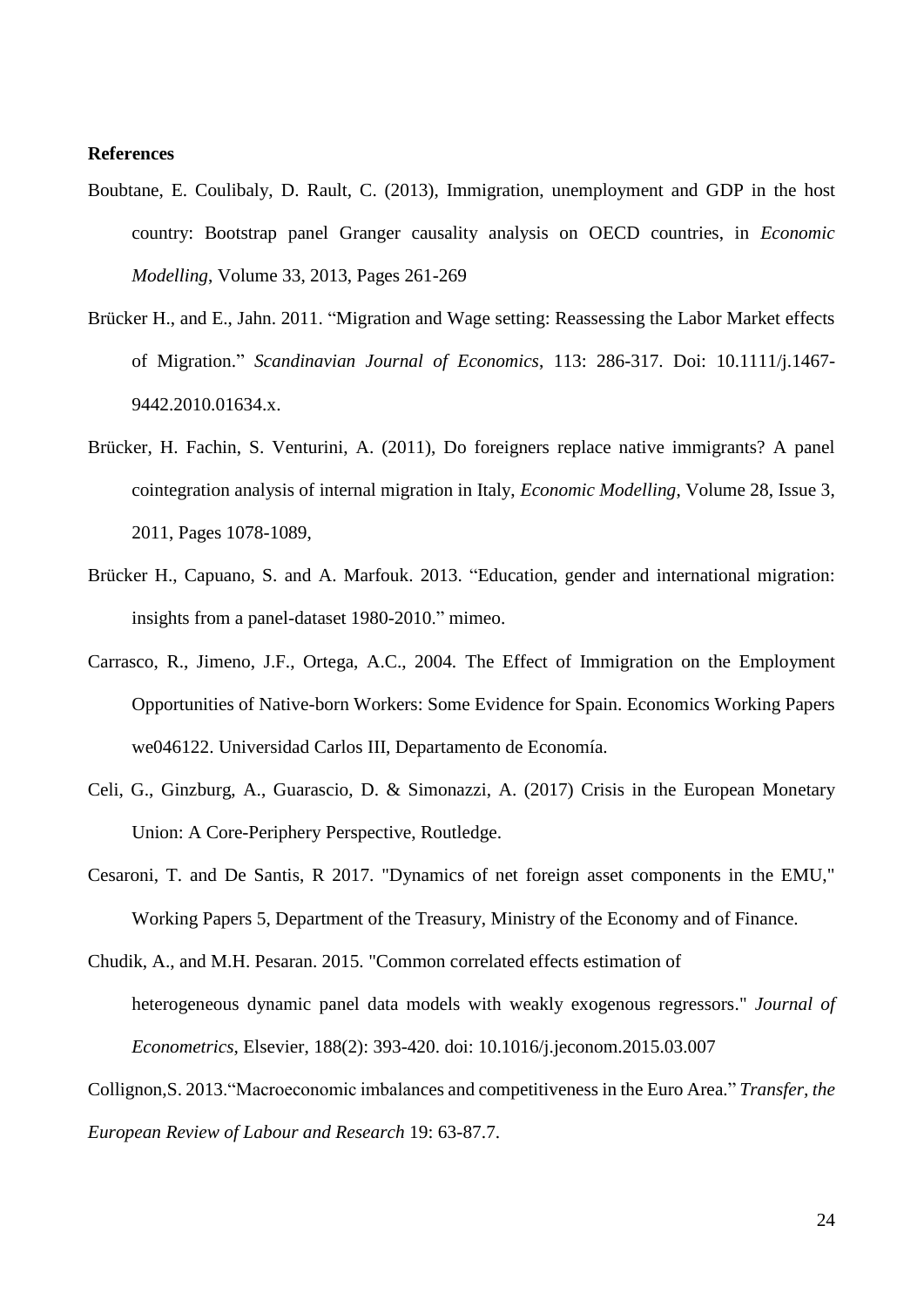**References**

Boubtane, E. Coulibaly, D. Rault, C. (2013), Immigration, unemployment and GDP in the host country: Bootstrap panel Granger causality analysis on OECD countries, in *Economic Modelling*, Volume 33, 2013, Pages 261-269

Brücker H., and E., Jahn. 2011. "Migration and Wage setting: Reassessing the Labor Market effects of Migration." *Scandinavian Journal of Economics*, 113: 286-317. Doi: 10.1111/j.1467-9442.2010.01634.x.

Brücker, H. Fachin, S. Venturini, A. (2011), Do foreigners replace native immigrants? A panel cointegration analysis of internal migration in Italy, *Economic Modelling*, Volume 28, Issue 3, 2011, Pages 1078-1089,

Brücker H., Capuano, S. and A. Marfouk. 2013. "Education, gender and international migration: insights from a panel-dataset 1980-2010." mimeo.

Carrasco, R., Jimeno, J.F., Ortega, A.C., 2004. The Effect of Immigration on the Employment Opportunities of Native-born Workers: Some Evidence for Spain. Economics Working Papers we046122. Universidad Carlos III, Departamento de Economía.

Celi, G., Ginzburg, A., Guarascio, D. & Simonazzi, A. (2017) Crisis in the European Monetary Union: A Core-Periphery Perspective, Routledge.

Cesaroni, T. and De Santis, R 2017. "Dynamics of net foreign asset components in the EMU," Working Papers 5, Department of the Treasury, Ministry of the Economy and of Finance.

Chudik, A., and M.H. Pesaran. 2015. "Common correlated effects estimation of heterogeneous dynamic panel data models with weakly exogenous regressors." *Journal of Econometrics*, Elsevier, 188(2): 393-420. doi: 10.1016/j.jeconom.2015.03.007

Collignon,S. 2013."Macroeconomic imbalances and competitiveness in the Euro Area." *Transfer, the European Review of Labour and Research* 19: 63-87.7.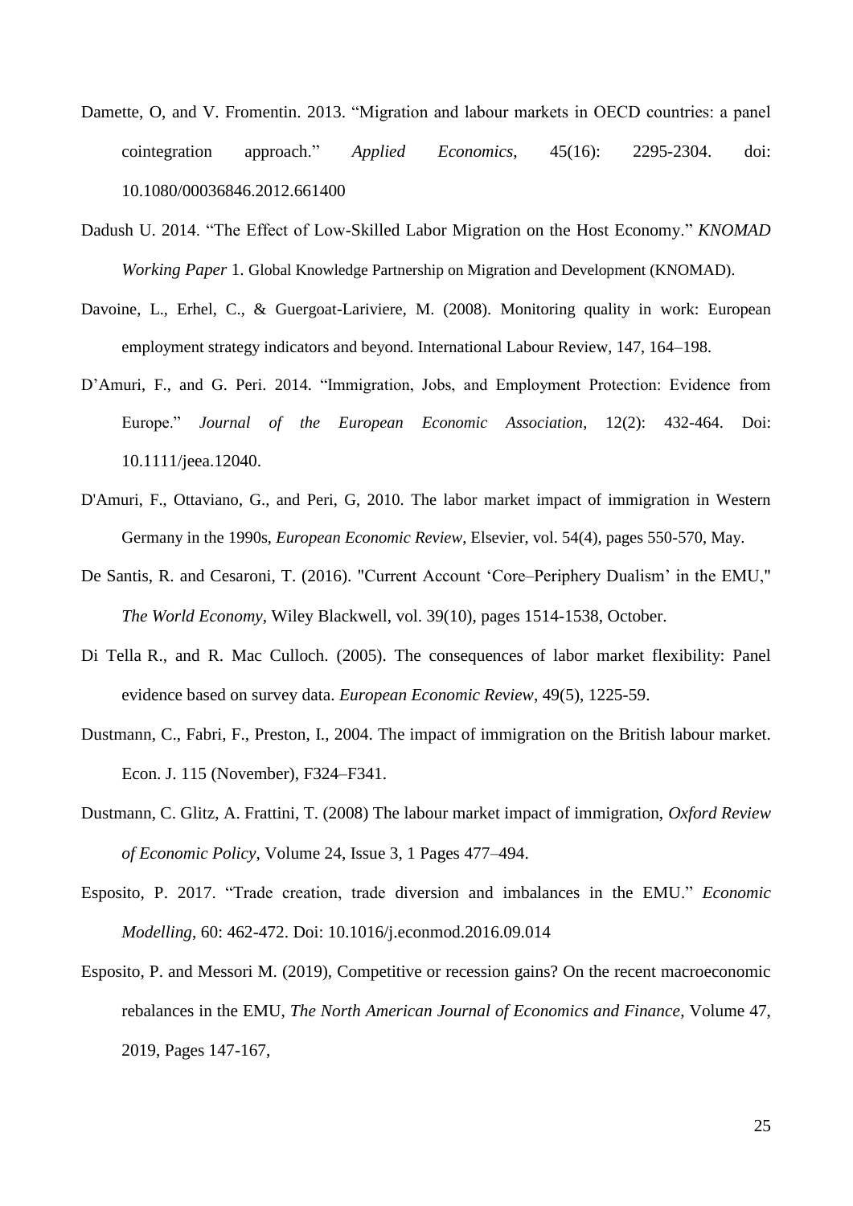Damette, O, and V. Fromentin. 2013. "Migration and labour markets in OECD countries: a panel cointegration approach." *Applied Economics*, 45(16): 2295-2304. doi: 10.1080/00036846.2012.661400

Dadush U. 2014. "The Effect of Low-Skilled Labor Migration on the Host Economy." *KNOMAD Working Paper* 1. Global Knowledge Partnership on Migration and Development (KNOMAD).

Davoine, L., Erhel, C., & Guergoat-Lariviere, M. (2008). Monitoring quality in work: European employment strategy indicators and beyond. International Labour Review, 147, 164–198.

D'Amuri, F., and G. Peri. 2014. "Immigration, Jobs, and Employment Protection: Evidence from Europe." *Journal of the European Economic Association*, 12(2): 432-464. Doi: 10.1111/jeea.12040.

D'Amuri, F., Ottaviano, G., and Peri, G, 2010. The labor market impact of immigration in Western Germany in the 1990s, *European Economic Review*, Elsevier, vol. 54(4), pages 550-570, May.

De Santis, R. and Cesaroni, T. (2016). "Current Account 'Core–Periphery Dualism' in the EMU," *The World Economy*, Wiley Blackwell, vol. 39(10), pages 1514-1538, October.

Di Tella R., and R. Mac Culloch. (2005). The consequences of labor market flexibility: Panel evidence based on survey data. *European Economic Review*, 49(5), 1225-59.

Dustmann, C., Fabri, F., Preston, I., 2004. The impact of immigration on the British labour market. Econ. J. 115 (November), F324–F341.

Dustmann, C. Glitz, A. Frattini, T. (2008) The labour market impact of immigration, *Oxford Review of Economic Policy*, Volume 24, Issue 3, 1 Pages 477–494.

Esposito, P. 2017. "Trade creation, trade diversion and imbalances in the EMU." *Economic Modelling*, 60: 462-472. Doi: 10.1016/j.econmod.2016.09.014

Esposito, P. and Messori M. (2019), Competitive or recession gains? On the recent macroeconomic rebalances in the EMU, *The North American Journal of Economics and Finance*, Volume 47, 2019, Pages 147-167,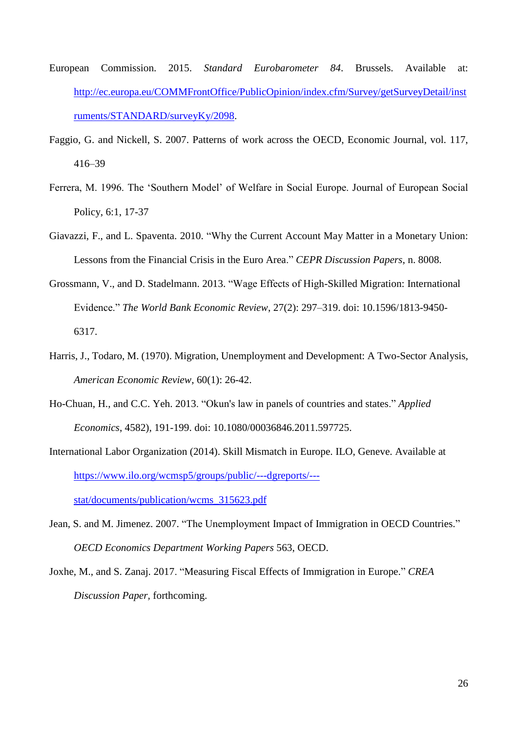European Commission. 2015. *Standard Eurobarometer 84*. Brussels. Available at: http://ec.europa.eu/COMMFrontOffice/PublicOpinion/index.cfm/Survey/getSurveyDetail/instruments/STANDARD/surveyKy/2098.

Faggio, G. and Nickell, S. 2007. Patterns of work across the OECD, Economic Journal, vol. 117, 416–39

Ferrera, M. 1996. The 'Southern Model' of Welfare in Social Europe. Journal of European Social Policy, 6:1, 17-37

Giavazzi, F., and L. Spaventa. 2010. "Why the Current Account May Matter in a Monetary Union: Lessons from the Financial Crisis in the Euro Area." *CEPR Discussion Papers*, n. 8008.

Grossmann, V., and D. Stadelmann. 2013. "Wage Effects of High-Skilled Migration: International Evidence." *The World Bank Economic Review*, 27(2): 297–319. doi: 10.1596/1813-9450-6317.

Harris, J., Todaro, M. (1970). Migration, Unemployment and Development: A Two-Sector Analysis, *American Economic Review*, 60(1): 26-42.

Ho-Chuan, H., and C.C. Yeh. 2013. "Okun's law in panels of countries and states." *Applied Economics*, 4582), 191-199. doi: 10.1080/00036846.2011.597725.

International Labor Organization (2014). Skill Mismatch in Europe. ILO, Geneve. Available at https://www.ilo.org/wcmsp5/groups/public/---dgreports/---stat/documents/publication/wcms_315623.pdf

Jean, S. and M. Jimenez. 2007. "The Unemployment Impact of Immigration in OECD Countries." *OECD Economics Department Working Papers* 563, OECD.

Joxhe, M., and S. Zanaj. 2017. "Measuring Fiscal Effects of Immigration in Europe." *CREA Discussion Paper*, forthcoming.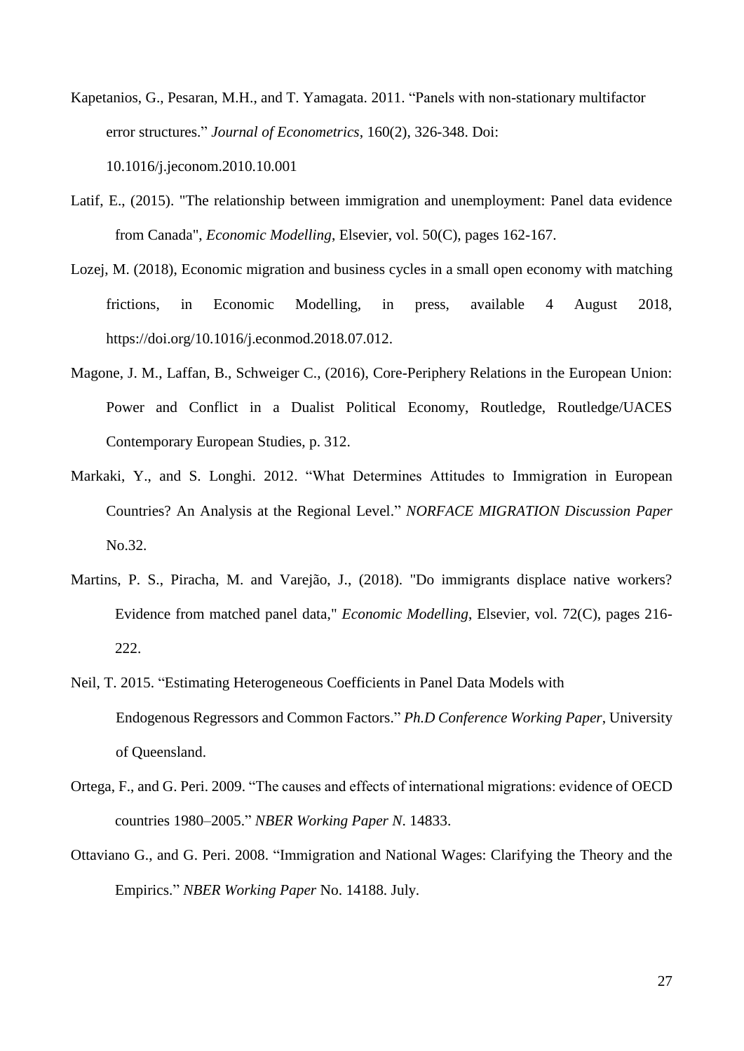Kapetanios, G., Pesaran, M.H., and T. Yamagata. 2011. "Panels with non-stationary multifactor error structures." *Journal of Econometrics*, 160(2), 326-348. Doi: 10.1016/j.jeconom.2010.10.001

Latif, E., (2015). "The relationship between immigration and unemployment: Panel data evidence from Canada", *Economic Modelling*, Elsevier, vol. 50(C), pages 162-167.

Lozej, M. (2018), Economic migration and business cycles in a small open economy with matching frictions, in Economic Modelling, in press, available 4 August 2018, https://doi.org/10.1016/j.econmod.2018.07.012.

Magone, J. M., Laffan, B., Schweiger C., (2016), Core-Periphery Relations in the European Union: Power and Conflict in a Dualist Political Economy, Routledge, Routledge/UACES Contemporary European Studies, p. 312.

Markaki, Y., and S. Longhi. 2012. "What Determines Attitudes to Immigration in European Countries? An Analysis at the Regional Level." *NORFACE MIGRATION Discussion Paper* No.32.

Martins, P. S., Piracha, M. and Varejão, J., (2018). "Do immigrants displace native workers? Evidence from matched panel data," *Economic Modelling*, Elsevier, vol. 72(C), pages 216-222.

Neil, T. 2015. "Estimating Heterogeneous Coefficients in Panel Data Models with Endogenous Regressors and Common Factors." *Ph.D Conference Working Paper*, University of Queensland.

Ortega, F., and G. Peri. 2009. "The causes and effects of international migrations: evidence of OECD countries 1980–2005." *NBER Working Paper N*. 14833.

Ottaviano G., and G. Peri. 2008. "Immigration and National Wages: Clarifying the Theory and the Empirics." *NBER Working Paper* No. 14188. July.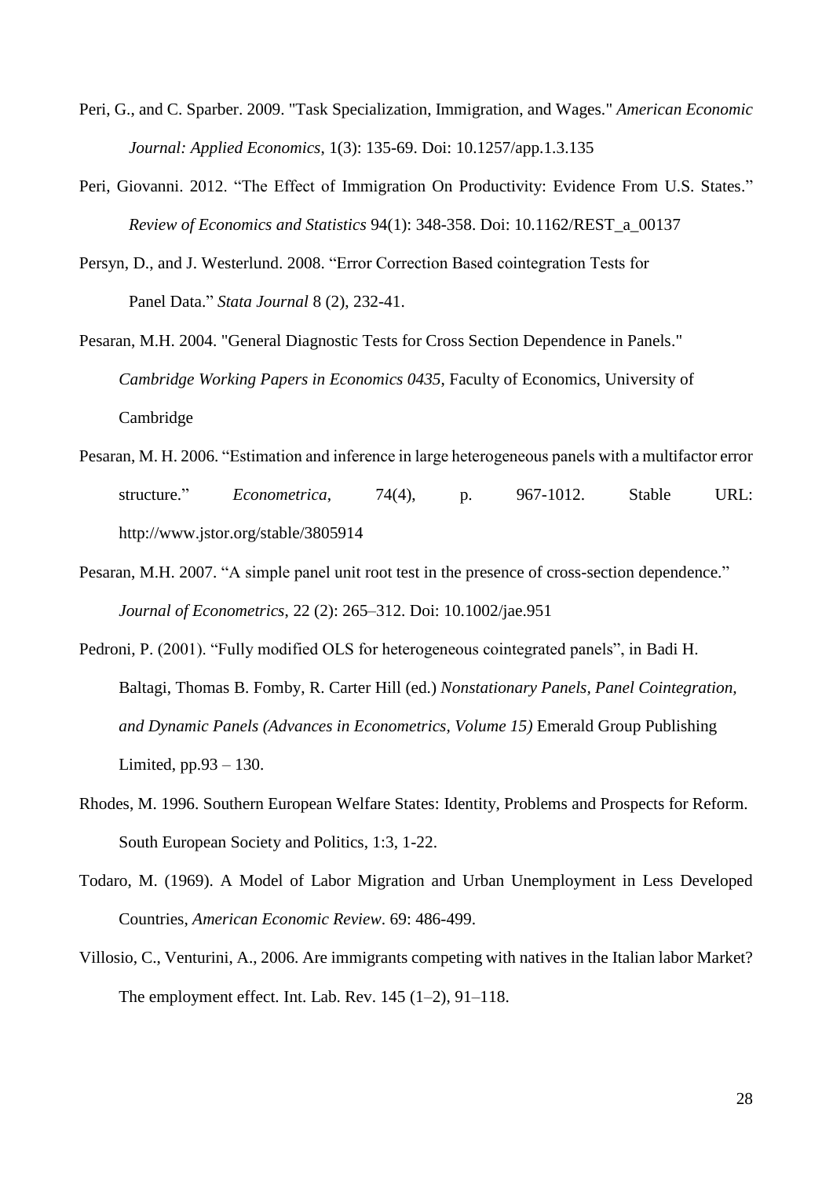Peri, G., and C. Sparber. 2009. "Task Specialization, Immigration, and Wages." *American Economic Journal: Applied Economics*, 1(3): 135-69. Doi: 10.1257/app.1.3.135

Peri, Giovanni. 2012. "The Effect of Immigration On Productivity: Evidence From U.S. States." *Review of Economics and Statistics* 94(1): 348-358. Doi: 10.1162/REST_a_00137

Persyn, D., and J. Westerlund. 2008. "Error Correction Based cointegration Tests for Panel Data." *Stata Journal* 8 (2), 232-41.

Pesaran, M.H. 2004. "General Diagnostic Tests for Cross Section Dependence in Panels." *Cambridge Working Papers in Economics 0435*, Faculty of Economics, University of Cambridge

Pesaran, M. H. 2006. "Estimation and inference in large heterogeneous panels with a multifactor error structure." *Econometrica*, 74(4), p. 967-1012. Stable URL: http://www.jstor.org/stable/3805914

Pesaran, M.H. 2007. "A simple panel unit root test in the presence of cross-section dependence." *Journal of Econometrics*, 22 (2): 265–312. Doi: 10.1002/jae.951

Pedroni, P. (2001). "Fully modified OLS for heterogeneous cointegrated panels", in Badi H. Baltagi, Thomas B. Fomby, R. Carter Hill (ed.) *Nonstationary Panels, Panel Cointegration, and Dynamic Panels (Advances in Econometrics, Volume 15)* Emerald Group Publishing Limited, pp.93 – 130.

Rhodes, M. 1996. Southern European Welfare States: Identity, Problems and Prospects for Reform. South European Society and Politics, 1:3, 1-22.

Todaro, M. (1969). A Model of Labor Migration and Urban Unemployment in Less Developed Countries, *American Economic Review*. 69: 486-499.

Villosio, C., Venturini, A., 2006. Are immigrants competing with natives in the Italian labor Market? The employment effect. Int. Lab. Rev. 145 (1–2), 91–118.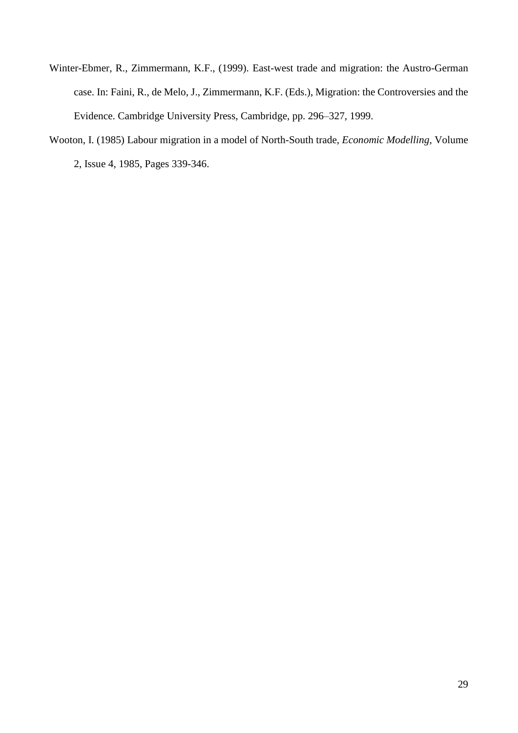Winter-Ebmer, R., Zimmermann, K.F., (1999). East-west trade and migration: the Austro-German case. In: Faini, R., de Melo, J., Zimmermann, K.F. (Eds.), Migration: the Controversies and the Evidence. Cambridge University Press, Cambridge, pp. 296–327, 1999.

Wooton, I. (1985) Labour migration in a model of North-South trade, *Economic Modelling*, Volume 2, Issue 4, 1985, Pages 339-346.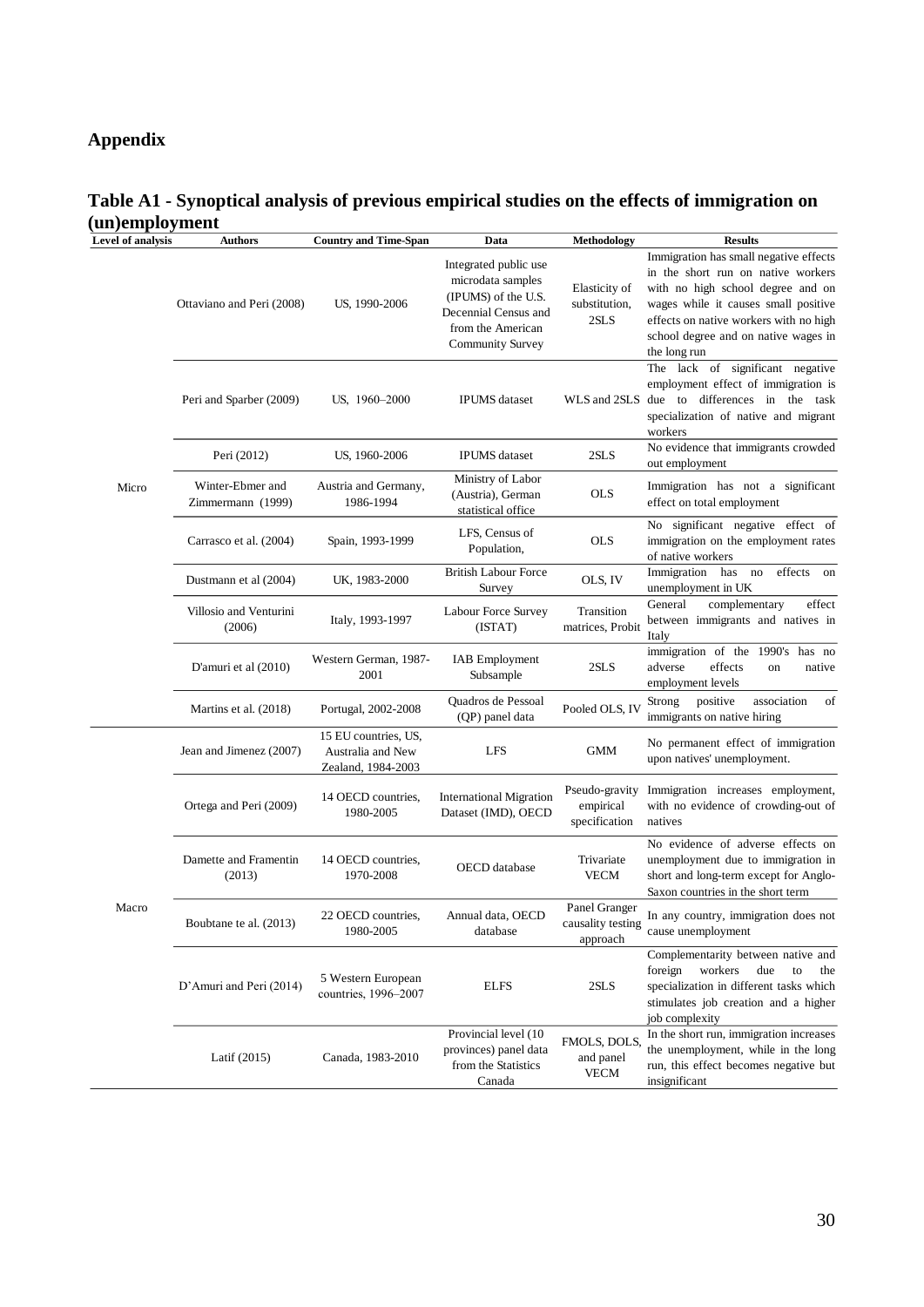# Appendix

**Table A1 - Synoptical analysis of previous empirical studies on the effects of immigration on (un)employment**

| Level of analysis | Authors | Country and Time-Span | Data | Methodology | Results |
|---|---|---|---|---|---|
| Micro | Ottaviano and Peri (2008) | US, 1990-2006 | Integrated public use microdata samples (IPUMS) of the U.S. Decennial Census and from the American Community Survey | Elasticity of substitution, 2SLS | Immigration has small negative effects in the short run on native workers with no high school degree and on wages while it causes small positive effects on native workers with no high school degree and on native wages in the long run |
| | Peri and Sparber (2009) | US, 1960–2000 | IPUMS dataset | WLS and 2SLS | The lack of significant negative employment effect of immigration is due to differences in the task specialization of native and migrant workers |
| | Peri (2012) | US, 1960-2006 | IPUMS dataset | 2SLS | No evidence that immigrants crowded out employment |
| | Winter-Ebmer and Zimmermann (1999) | Austria and Germany, 1986-1994 | Ministry of Labor (Austria), German statistical office | OLS | Immigration has not a significant effect on total employment |
| | Carrasco et al. (2004) | Spain, 1993-1999 | LFS, Census of Population, | OLS | No significant negative effect of immigration on the employment rates of native workers |
| | Dustmann et al (2004) | UK, 1983-2000 | British Labour Force Survey | OLS, IV | Immigration has no effects on unemployment in UK |
| | Villosio and Venturini (2006) | Italy, 1993-1997 | Labour Force Survey (ISTAT) | Transition matrices, Probit | General complementary effect between immigrants and natives in Italy |
| | D'amuri et al (2010) | Western German, 1987-2001 | IAB Employment Subsample | 2SLS | immigration of the 1990's has no adverse effects on native employment levels |
| | Martins et al. (2018) | Portugal, 2002-2008 | Quadros de Pessoal (QP) panel data | Pooled OLS, IV | Strong positive association of immigrants on native hiring |
| Macro | Jean and Jimenez (2007) | 15 EU countries, US, Australia and New Zealand, 1984-2003 | LFS | GMM | No permanent effect of immigration upon natives' unemployment. |
| | Ortega and Peri (2009) | 14 OECD countries, 1980-2005 | International Migration Dataset (IMD), OECD | Pseudo-gravity empirical specification | Immigration increases employment, with no evidence of crowding-out of natives |
| | Damette and Framentin (2013) | 14 OECD countries, 1970-2008 | OECD database | Trivariate VECM | No evidence of adverse effects on unemployment due to immigration in short and long-term except for Anglo-Saxon countries in the short term |
| | Boubtane te al. (2013) | 22 OECD countries, 1980-2005 | Annual data, OECD database | Panel Granger causality testing approach | In any country, immigration does not cause unemployment |
| | D'Amuri and Peri (2014) | 5 Western European countries, 1996–2007 | ELFS | 2SLS | Complementarity between native and foreign workers due to the specialization in different tasks which stimulates job creation and a higher job complexity |
| | Latif (2015) | Canada, 1983-2010 | Provincial level (10 provinces) panel data from the Statistics Canada | FMOLS, DOLS, and panel VECM | In the short run, immigration increases the unemployment, while in the long run, this effect becomes negative but insignificant |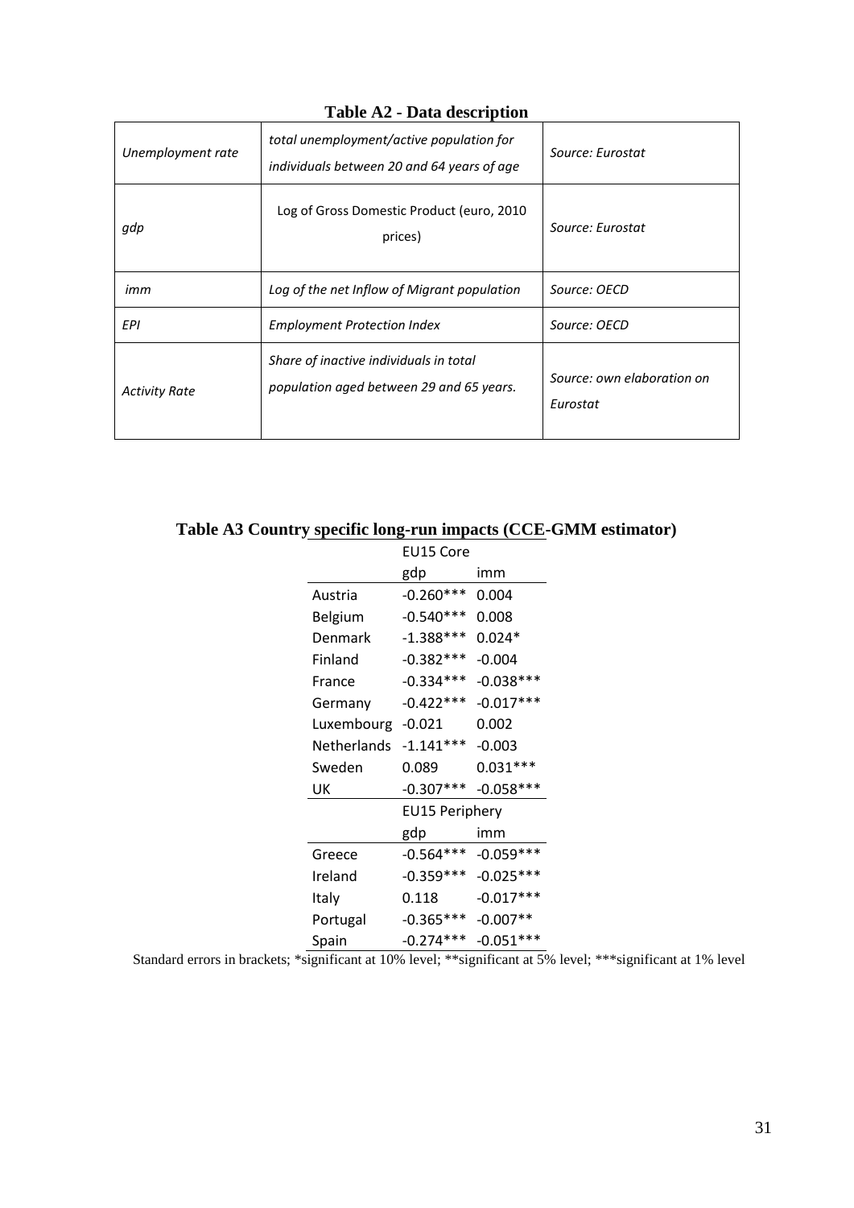**Table A2 - Data description**

| | | |
|---|---|---|
| *Unemployment rate* | *total unemployment/active population for individuals between 20 and 64 years of age* | *Source: Eurostat* |
| *gdp* | Log of Gross Domestic Product (euro, 2010 prices) | *Source: Eurostat* |
| *imm* | *Log of the net Inflow of Migrant population* | *Source: OECD* |
| *EPI* | *Employment Protection Index* | *Source: OECD* |
| *Activity Rate* | *Share of inactive individuals in total population aged between 29 and 65 years.* | *Source: own elaboration on Eurostat* |

**Table A3 Country specific long-run impacts (CCE-GMM estimator)**

| | EU15 Core | |
|---|---|---|
| | gdp | imm |
| Austria | -0.260*** | 0.004 |
| Belgium | -0.540*** | 0.008 |
| Denmark | -1.388*** | 0.024* |
| Finland | -0.382*** | -0.004 |
| France | -0.334*** | -0.038*** |
| Germany | -0.422*** | -0.017*** |
| Luxembourg | -0.021 | 0.002 |
| Netherlands | -1.141*** | -0.003 |
| Sweden | 0.089 | 0.031*** |
| UK | -0.307*** | -0.058*** |
| | **EU15 Periphery** | |
| | gdp | imm |
| Greece | -0.564*** | -0.059*** |
| Ireland | -0.359*** | -0.025*** |
| Italy | 0.118 | -0.017*** |
| Portugal | -0.365*** | -0.007** |
| Spain | -0.274*** | -0.051*** |

Standard errors in brackets; *significant at 10% level; **significant at 5% level; ***significant at 1% level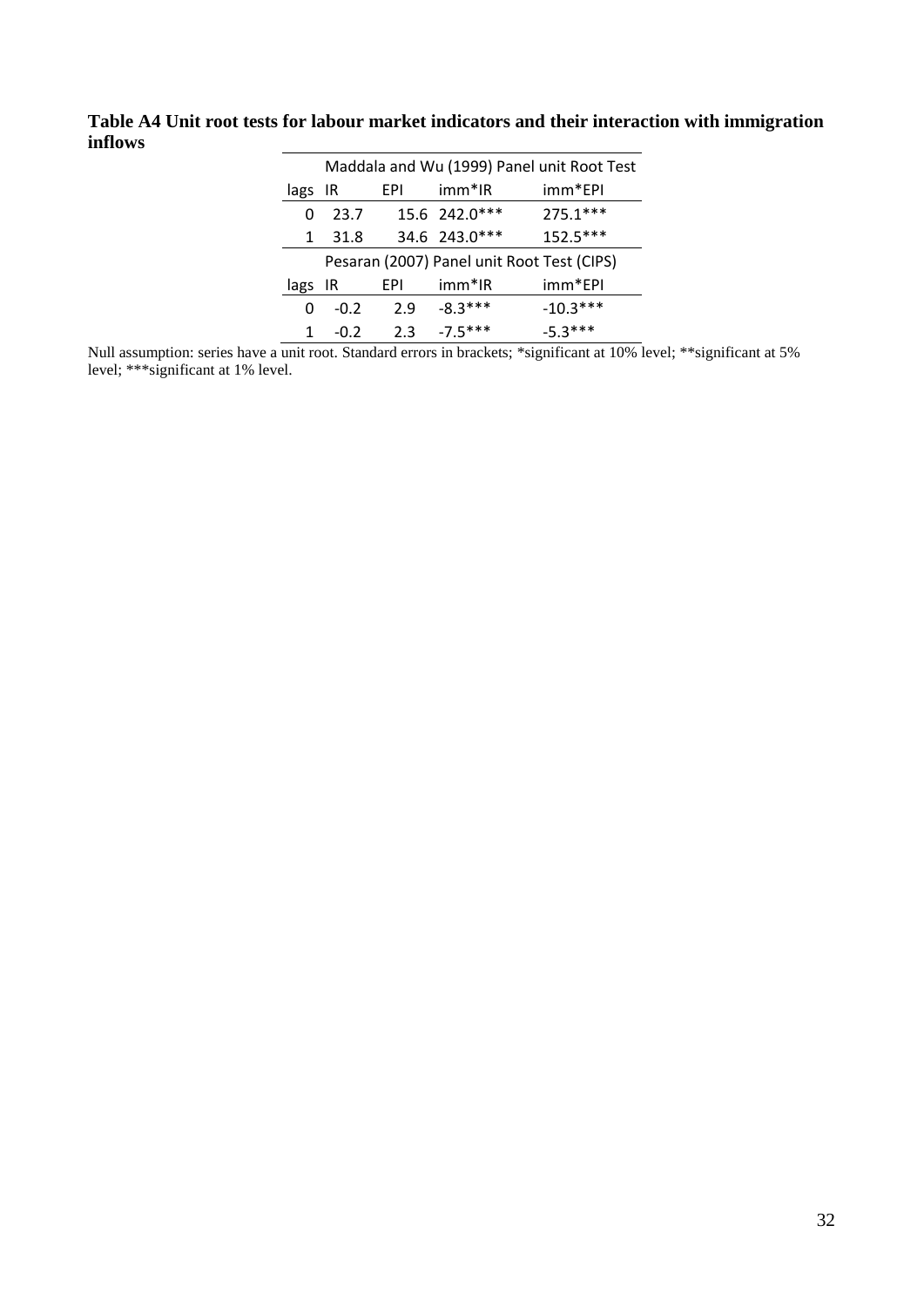**Table A4 Unit root tests for labour market indicators and their interaction with immigration inflows**

| | Maddala and Wu (1999) Panel unit Root Test | | | |
|---|---|---|---|---|
| lags | IR | EPI | imm*IR | imm*EPI |
| 0 | 23.7 | 15.6 | 242.0*** | 275.1*** |
| 1 | 31.8 | 34.6 | 243.0*** | 152.5*** |
| | Pesaran (2007) Panel unit Root Test (CIPS) | | | |
| lags | IR | EPI | imm*IR | imm*EPI |
| 0 | -0.2 | 2.9 | -8.3*** | -10.3*** |
| 1 | -0.2 | 2.3 | -7.5*** | -5.3*** |

Null assumption: series have a unit root. Standard errors in brackets; *significant at 10% level; **significant at 5% level; ***significant at 1% level.